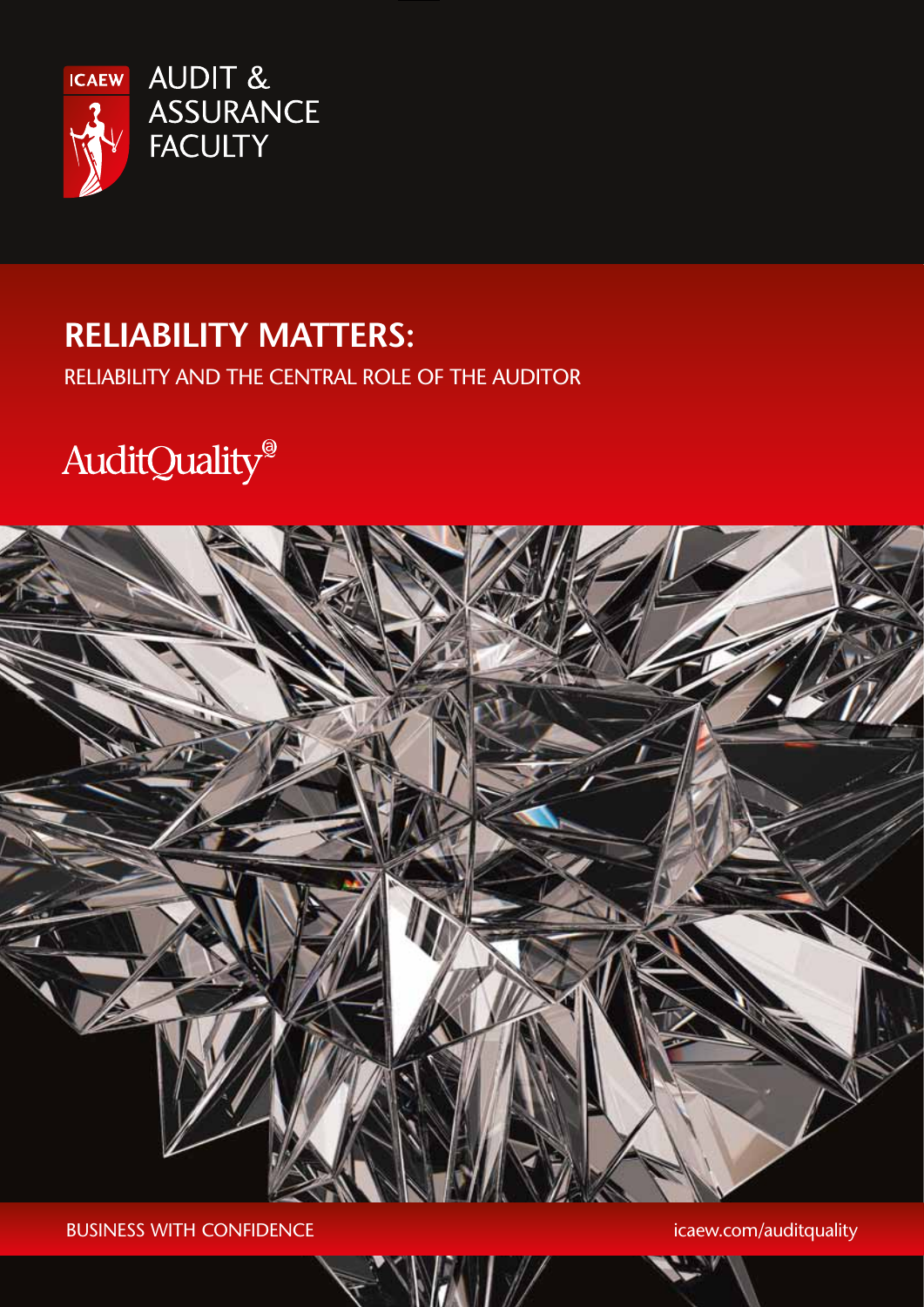ICAEW AUDIT & ASSURANCE FACULTY

# RELIABILITY MATTERS:

## RELIABILITY AND THE CENTRAL ROLE OF THE AUDITOR

AuditQuality®

BUSINESS WITH CONFIDENCE

icaew.com/auditquality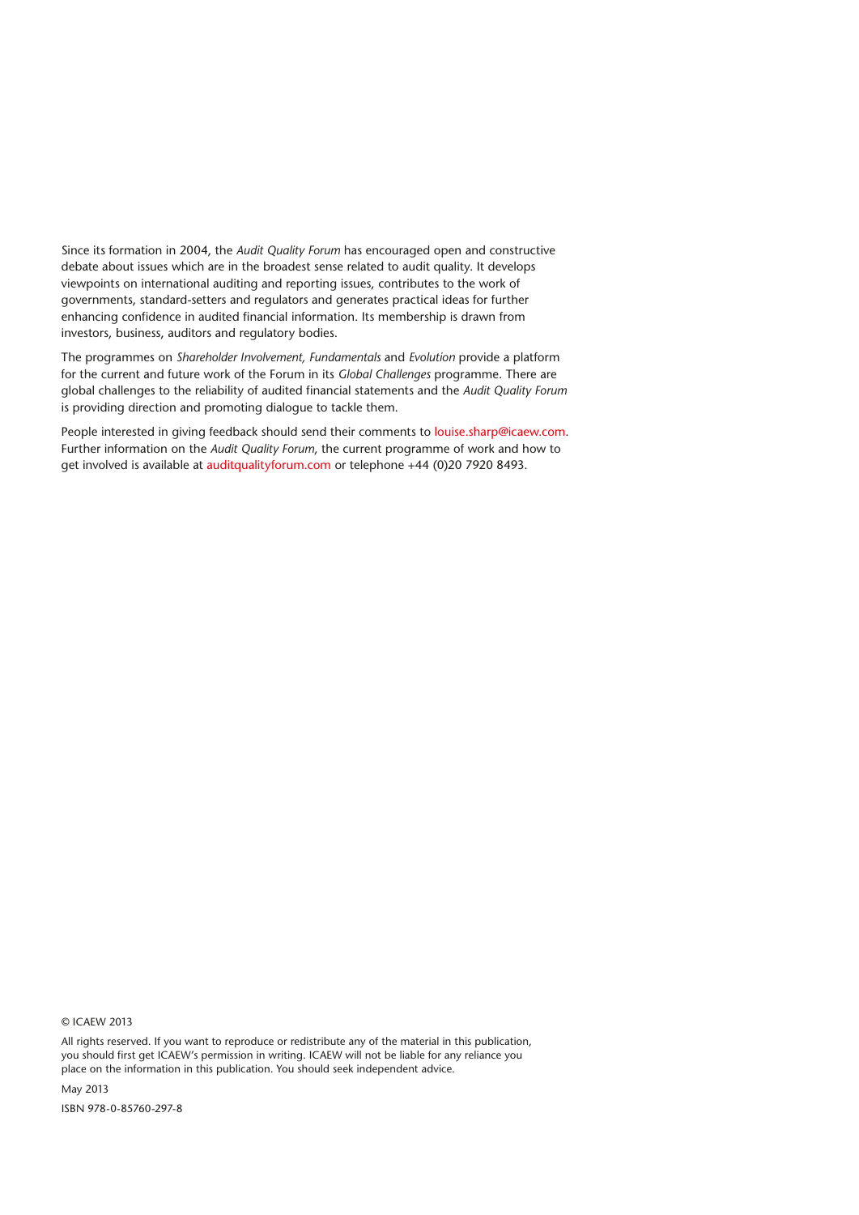Since its formation in 2004, the *Audit Quality Forum* has encouraged open and constructive debate about issues which are in the broadest sense related to audit quality. It develops viewpoints on international auditing and reporting issues, contributes to the work of governments, standard-setters and regulators and generates practical ideas for further enhancing confidence in audited financial information. Its membership is drawn from investors, business, auditors and regulatory bodies.

The programmes on *Shareholder Involvement, Fundamentals* and *Evolution* provide a platform for the current and future work of the Forum in its *Global Challenges* programme. There are global challenges to the reliability of audited financial statements and the *Audit Quality Forum* is providing direction and promoting dialogue to tackle them.

People interested in giving feedback should send their comments to louise.sharp@icaew.com. Further information on the *Audit Quality Forum*, the current programme of work and how to get involved is available at auditqualityforum.com or telephone +44 (0)20 7920 8493.

© ICAEW 2013

All rights reserved. If you want to reproduce or redistribute any of the material in this publication, you should first get ICAEW's permission in writing. ICAEW will not be liable for any reliance you place on the information in this publication. You should seek independent advice.

May 2013

ISBN 978-0-85760-297-8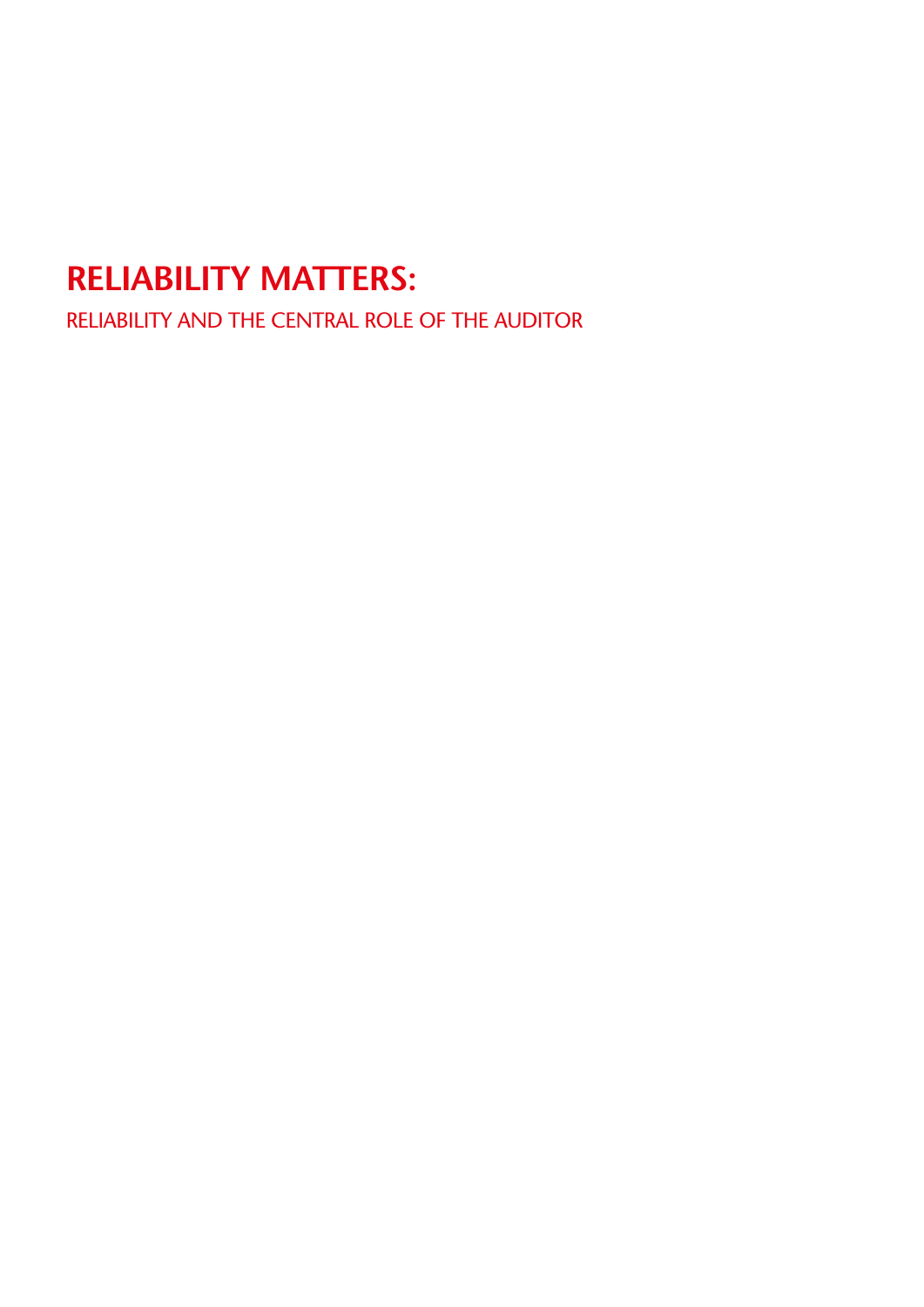# RELIABILITY MATTERS:

RELIABILITY AND THE CENTRAL ROLE OF THE AUDITOR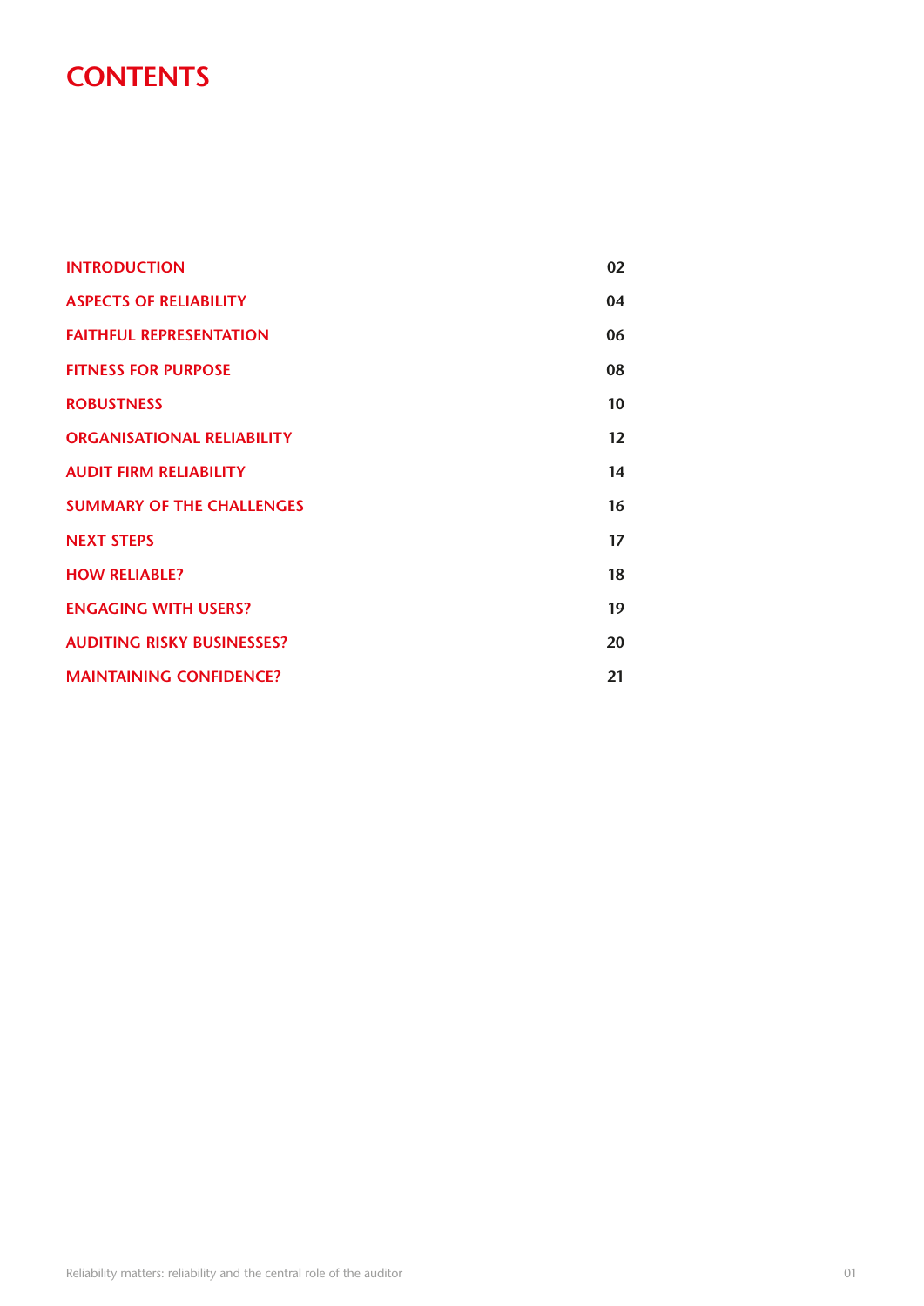# CONTENTS

| | |
|---|---|
| INTRODUCTION | 02 |
| ASPECTS OF RELIABILITY | 04 |
| FAITHFUL REPRESENTATION | 06 |
| FITNESS FOR PURPOSE | 08 |
| ROBUSTNESS | 10 |
| ORGANISATIONAL RELIABILITY | 12 |
| AUDIT FIRM RELIABILITY | 14 |
| SUMMARY OF THE CHALLENGES | 16 |
| NEXT STEPS | 17 |
| HOW RELIABLE? | 18 |
| ENGAGING WITH USERS? | 19 |
| AUDITING RISKY BUSINESSES? | 20 |
| MAINTAINING CONFIDENCE? | 21 |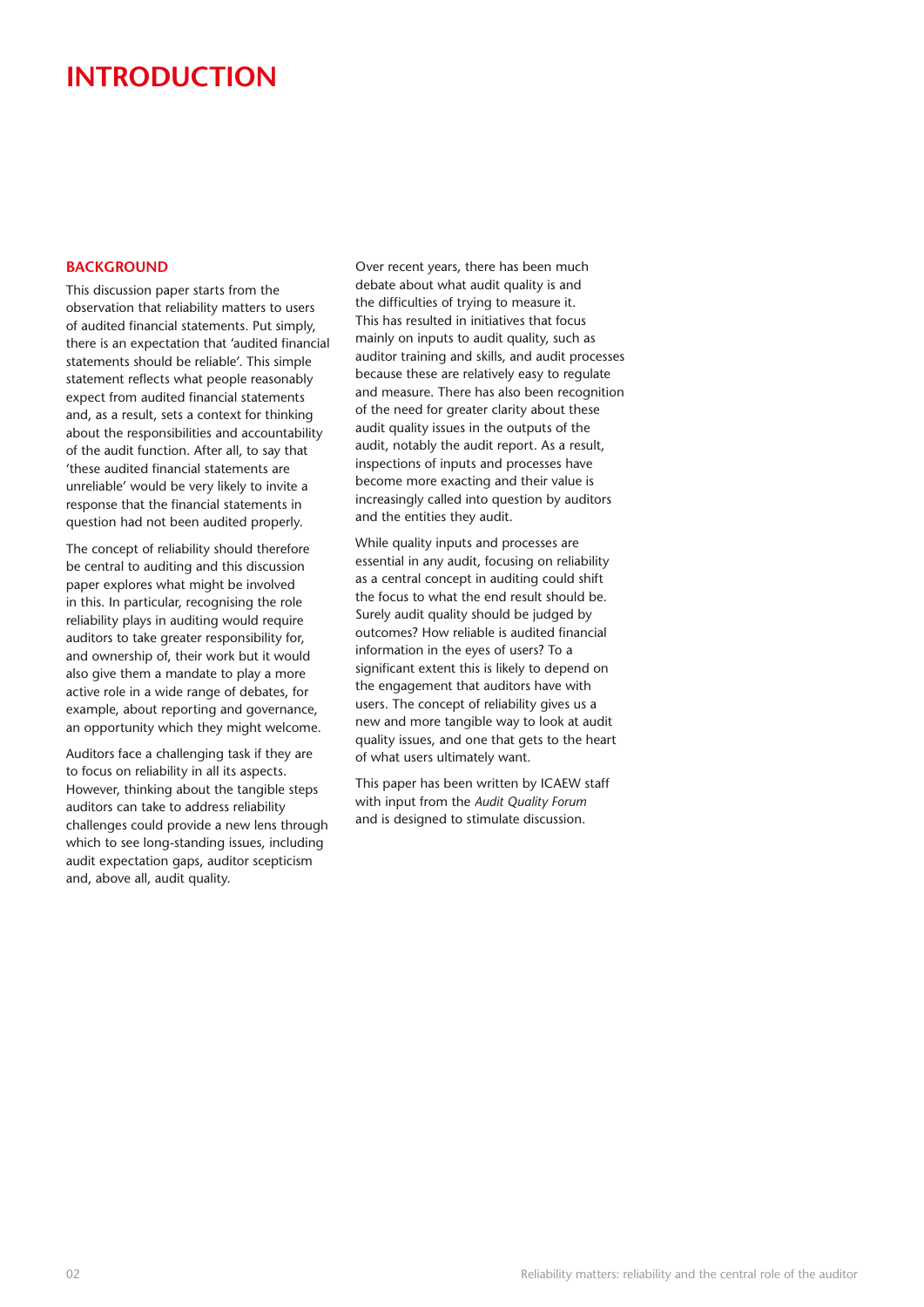# INTRODUCTION

## BACKGROUND

This discussion paper starts from the observation that reliability matters to users of audited financial statements. Put simply, there is an expectation that 'audited financial statements should be reliable'. This simple statement reflects what people reasonably expect from audited financial statements and, as a result, sets a context for thinking about the responsibilities and accountability of the audit function. After all, to say that 'these audited financial statements are unreliable' would be very likely to invite a response that the financial statements in question had not been audited properly.

The concept of reliability should therefore be central to auditing and this discussion paper explores what might be involved in this. In particular, recognising the role reliability plays in auditing would require auditors to take greater responsibility for, and ownership of, their work but it would also give them a mandate to play a more active role in a wide range of debates, for example, about reporting and governance, an opportunity which they might welcome.

Auditors face a challenging task if they are to focus on reliability in all its aspects. However, thinking about the tangible steps auditors can take to address reliability challenges could provide a new lens through which to see long-standing issues, including audit expectation gaps, auditor scepticism and, above all, audit quality.

Over recent years, there has been much debate about what audit quality is and the difficulties of trying to measure it. This has resulted in initiatives that focus mainly on inputs to audit quality, such as auditor training and skills, and audit processes because these are relatively easy to regulate and measure. There has also been recognition of the need for greater clarity about these audit quality issues in the outputs of the audit, notably the audit report. As a result, inspections of inputs and processes have become more exacting and their value is increasingly called into question by auditors and the entities they audit.

While quality inputs and processes are essential in any audit, focusing on reliability as a central concept in auditing could shift the focus to what the end result should be. Surely audit quality should be judged by outcomes? How reliable is audited financial information in the eyes of users? To a significant extent this is likely to depend on the engagement that auditors have with users. The concept of reliability gives us a new and more tangible way to look at audit quality issues, and one that gets to the heart of what users ultimately want.

This paper has been written by ICAEW staff with input from the *Audit Quality Forum* and is designed to stimulate discussion.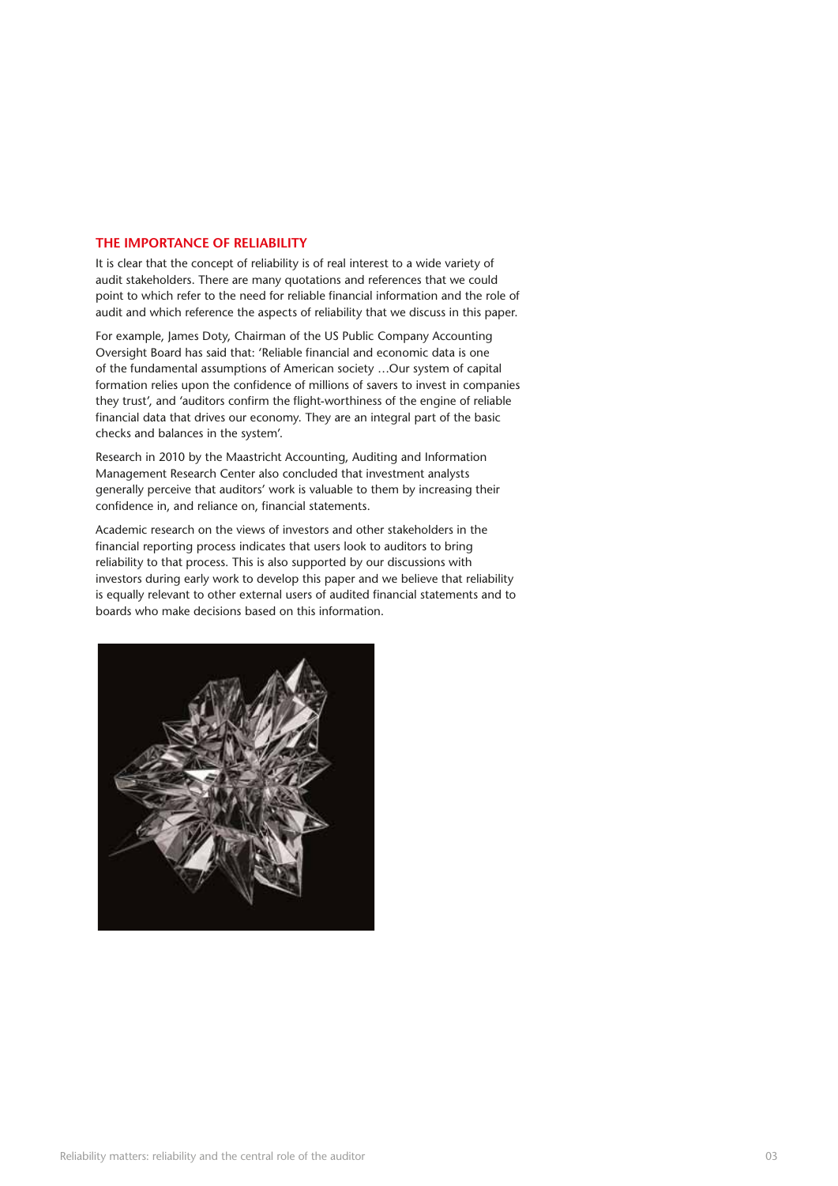## THE IMPORTANCE OF RELIABILITY

It is clear that the concept of reliability is of real interest to a wide variety of audit stakeholders. There are many quotations and references that we could point to which refer to the need for reliable financial information and the role of audit and which reference the aspects of reliability that we discuss in this paper.

For example, James Doty, Chairman of the US Public Company Accounting Oversight Board has said that: 'Reliable financial and economic data is one of the fundamental assumptions of American society …Our system of capital formation relies upon the confidence of millions of savers to invest in companies they trust', and 'auditors confirm the flight-worthiness of the engine of reliable financial data that drives our economy. They are an integral part of the basic checks and balances in the system'.

Research in 2010 by the Maastricht Accounting, Auditing and Information Management Research Center also concluded that investment analysts generally perceive that auditors' work is valuable to them by increasing their confidence in, and reliance on, financial statements.

Academic research on the views of investors and other stakeholders in the financial reporting process indicates that users look to auditors to bring reliability to that process. This is also supported by our discussions with investors during early work to develop this paper and we believe that reliability is equally relevant to other external users of audited financial statements and to boards who make decisions based on this information.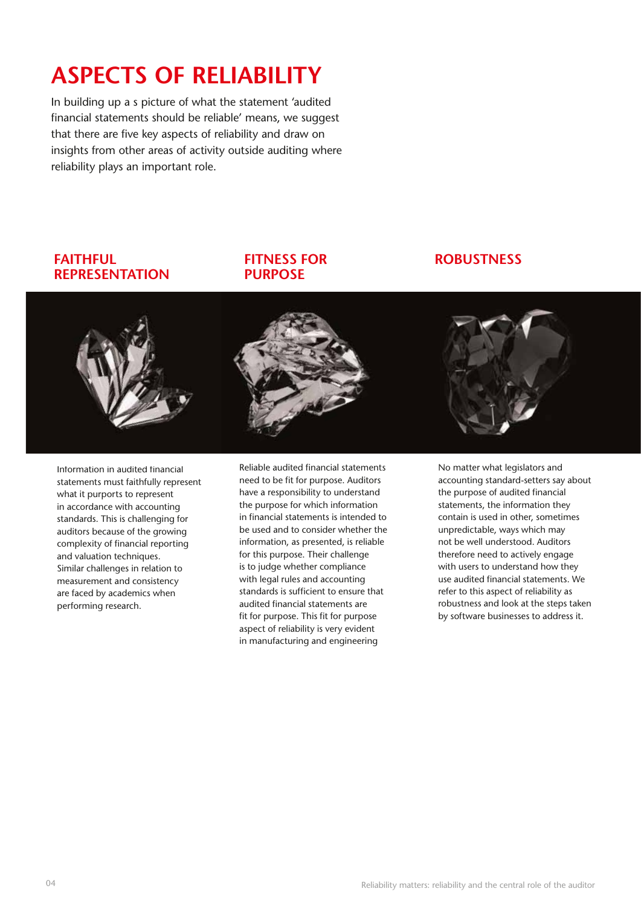# ASPECTS OF RELIABILITY

In building up a s picture of what the statement 'audited financial statements should be reliable' means, we suggest that there are five key aspects of reliability and draw on insights from other areas of activity outside auditing where reliability plays an important role.

## FAITHFUL REPRESENTATION

Information in audited financial statements must faithfully represent what it purports to represent in accordance with accounting standards. This is challenging for auditors because of the growing complexity of financial reporting and valuation techniques. Similar challenges in relation to measurement and consistency are faced by academics when performing research.

## FITNESS FOR PURPOSE

Reliable audited financial statements need to be fit for purpose. Auditors have a responsibility to understand the purpose for which information in financial statements is intended to be used and to consider whether the information, as presented, is reliable for this purpose. Their challenge is to judge whether compliance with legal rules and accounting standards is sufficient to ensure that audited financial statements are fit for purpose. This fit for purpose aspect of reliability is very evident in manufacturing and engineering

## ROBUSTNESS

No matter what legislators and accounting standard-setters say about the purpose of audited financial statements, the information they contain is used in other, sometimes unpredictable, ways which may not be well understood. Auditors therefore need to actively engage with users to understand how they use audited financial statements. We refer to this aspect of reliability as robustness and look at the steps taken by software businesses to address it.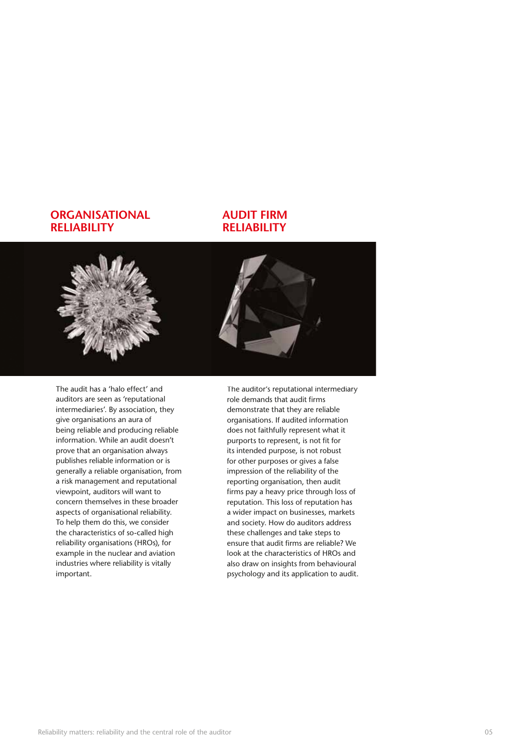## ORGANISATIONAL RELIABILITY

The audit has a 'halo effect' and auditors are seen as 'reputational intermediaries'. By association, they give organisations an aura of being reliable and producing reliable information. While an audit doesn't prove that an organisation always publishes reliable information or is generally a reliable organisation, from a risk management and reputational viewpoint, auditors will want to concern themselves in these broader aspects of organisational reliability. To help them do this, we consider the characteristics of so-called high reliability organisations (HROs), for example in the nuclear and aviation industries where reliability is vitally important.

## AUDIT FIRM RELIABILITY

The auditor's reputational intermediary role demands that audit firms demonstrate that they are reliable organisations. If audited information does not faithfully represent what it purports to represent, is not fit for its intended purpose, is not robust for other purposes or gives a false impression of the reliability of the reporting organisation, then audit firms pay a heavy price through loss of reputation. This loss of reputation has a wider impact on businesses, markets and society. How do auditors address these challenges and take steps to ensure that audit firms are reliable? We look at the characteristics of HROs and also draw on insights from behavioural psychology and its application to audit.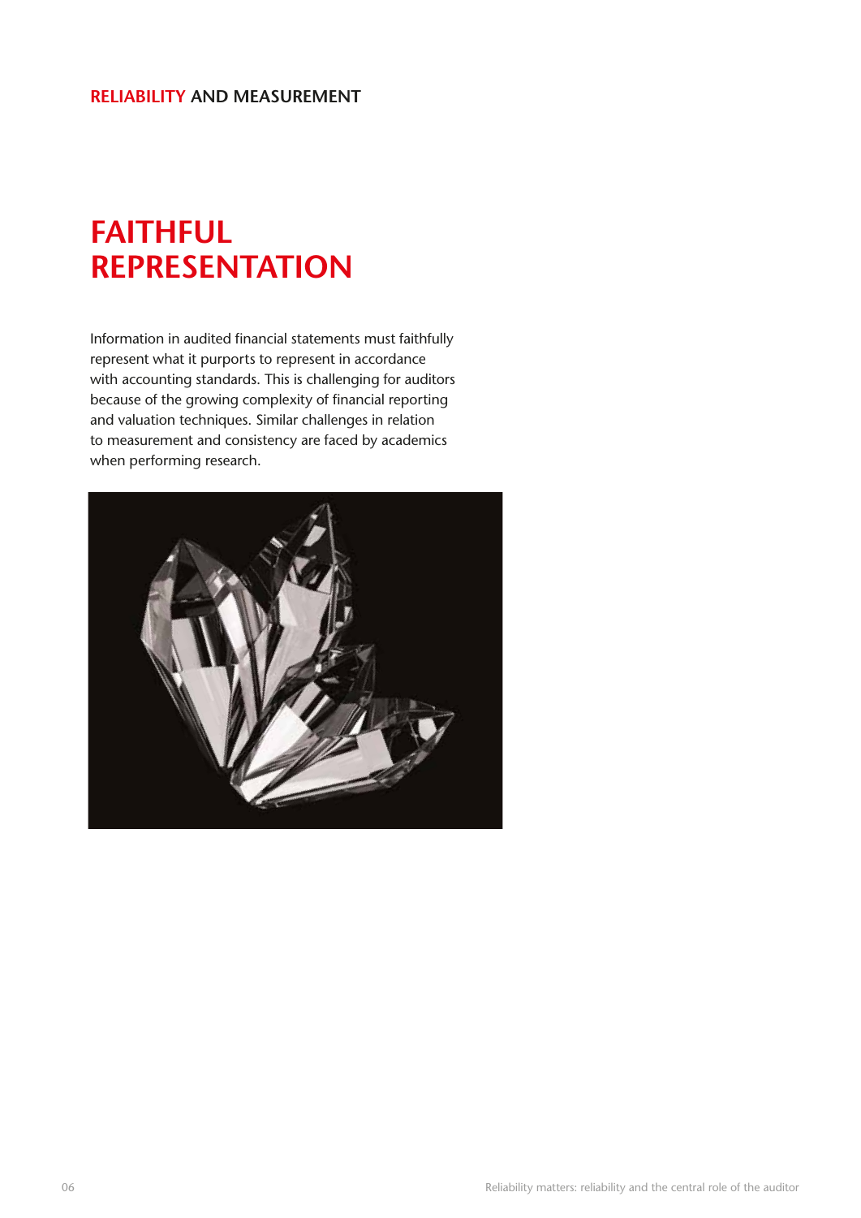RELIABILITY AND MEASUREMENT

# FAITHFUL REPRESENTATION

Information in audited financial statements must faithfully represent what it purports to represent in accordance with accounting standards. This is challenging for auditors because of the growing complexity of financial reporting and valuation techniques. Similar challenges in relation to measurement and consistency are faced by academics when performing research.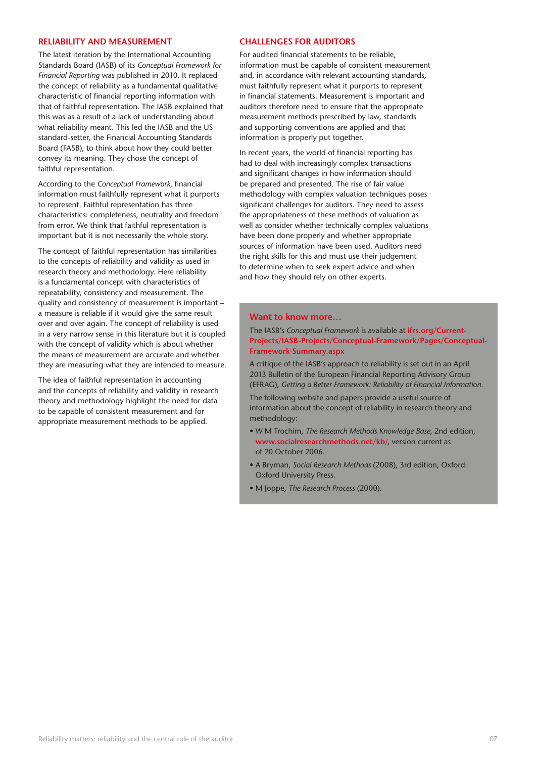## RELIABILITY AND MEASUREMENT

The latest iteration by the International Accounting Standards Board (IASB) of its *Conceptual Framework for Financial Reporting* was published in 2010. It replaced the concept of reliability as a fundamental qualitative characteristic of financial reporting information with that of faithful representation. The IASB explained that this was as a result of a lack of understanding about what reliability meant. This led the IASB and the US standard-setter, the Financial Accounting Standards Board (FASB), to think about how they could better convey its meaning. They chose the concept of faithful representation.

According to the *Conceptual Framework*, financial information must faithfully represent what it purports to represent. Faithful representation has three characteristics: completeness, neutrality and freedom from error. We think that faithful representation is important but it is not necessarily the whole story.

The concept of faithful representation has similarities to the concepts of reliability and validity as used in research theory and methodology. Here reliability is a fundamental concept with characteristics of repeatability, consistency and measurement. The quality and consistency of measurement is important – a measure is reliable if it would give the same result over and over again. The concept of reliability is used in a very narrow sense in this literature but it is coupled with the concept of validity which is about whether the means of measurement are accurate and whether they are measuring what they are intended to measure.

The idea of faithful representation in accounting and the concepts of reliability and validity in research theory and methodology highlight the need for data to be capable of consistent measurement and for appropriate measurement methods to be applied.

## CHALLENGES FOR AUDITORS

For audited financial statements to be reliable, information must be capable of consistent measurement and, in accordance with relevant accounting standards, must faithfully represent what it purports to represent in financial statements. Measurement is important and auditors therefore need to ensure that the appropriate measurement methods prescribed by law, standards and supporting conventions are applied and that information is properly put together.

In recent years, the world of financial reporting has had to deal with increasingly complex transactions and significant changes in how information should be prepared and presented. The rise of fair value methodology with complex valuation techniques poses significant challenges for auditors. They need to assess the appropriateness of these methods of valuation as well as consider whether technically complex valuations have been done properly and whether appropriate sources of information have been used. Auditors need the right skills for this and must use their judgement to determine when to seek expert advice and when and how they should rely on other experts.

### Want to know more…

The IASB's *Conceptual Framework* is available at **ifrs.org/Current-Projects/IASB-Projects/Conceptual-Framework/Pages/Conceptual-Framework-Summary.aspx**

A critique of the IASB's approach to reliability is set out in an April 2013 Bulletin of the European Financial Reporting Advisory Group (EFRAG), *Getting a Better Framework: Reliability of Financial Information.*

The following website and papers provide a useful source of information about the concept of reliability in research theory and methodology:

- W M Trochim, *The Research Methods Knowledge Base*, 2nd edition, **www.socialresearchmethods.net/kb/**, version current as of 20 October 2006.
- A Bryman, *Social Research Methods* (2008), 3rd edition, Oxford: Oxford University Press.
- M Joppe, *The Research Process* (2000).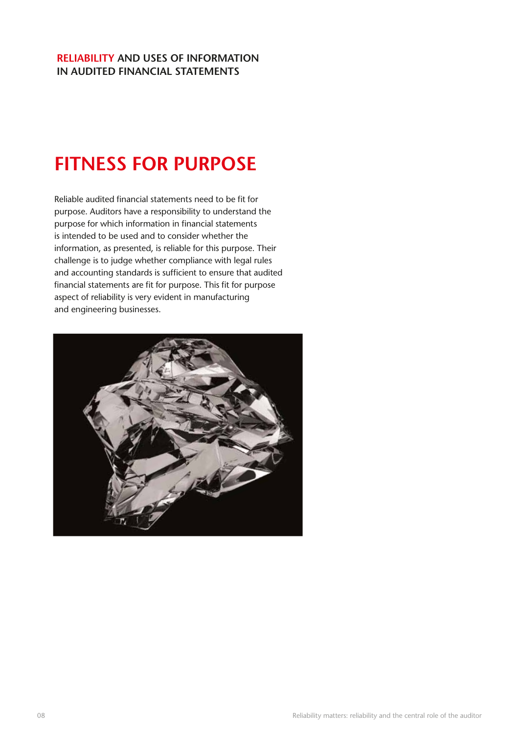RELIABILITY AND USES OF INFORMATION IN AUDITED FINANCIAL STATEMENTS

# FITNESS FOR PURPOSE

Reliable audited financial statements need to be fit for purpose. Auditors have a responsibility to understand the purpose for which information in financial statements is intended to be used and to consider whether the information, as presented, is reliable for this purpose. Their challenge is to judge whether compliance with legal rules and accounting standards is sufficient to ensure that audited financial statements are fit for purpose. This fit for purpose aspect of reliability is very evident in manufacturing and engineering businesses.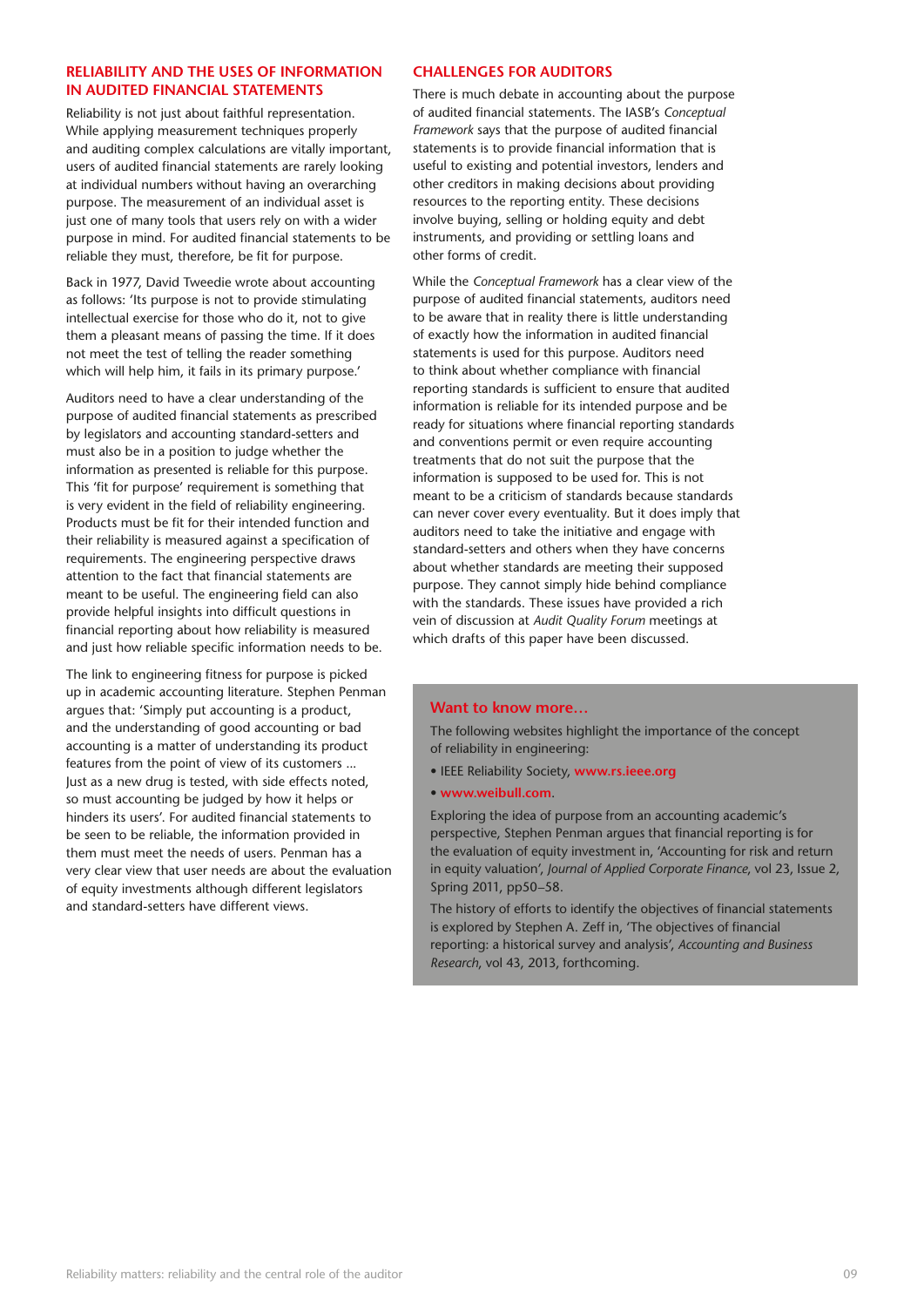## RELIABILITY AND THE USES OF INFORMATION IN AUDITED FINANCIAL STATEMENTS

Reliability is not just about faithful representation. While applying measurement techniques properly and auditing complex calculations are vitally important, users of audited financial statements are rarely looking at individual numbers without having an overarching purpose. The measurement of an individual asset is just one of many tools that users rely on with a wider purpose in mind. For audited financial statements to be reliable they must, therefore, be fit for purpose.

Back in 1977, David Tweedie wrote about accounting as follows: 'Its purpose is not to provide stimulating intellectual exercise for those who do it, not to give them a pleasant means of passing the time. If it does not meet the test of telling the reader something which will help him, it fails in its primary purpose.'

Auditors need to have a clear understanding of the purpose of audited financial statements as prescribed by legislators and accounting standard-setters and must also be in a position to judge whether the information as presented is reliable for this purpose. This 'fit for purpose' requirement is something that is very evident in the field of reliability engineering. Products must be fit for their intended function and their reliability is measured against a specification of requirements. The engineering perspective draws attention to the fact that financial statements are meant to be useful. The engineering field can also provide helpful insights into difficult questions in financial reporting about how reliability is measured and just how reliable specific information needs to be.

The link to engineering fitness for purpose is picked up in academic accounting literature. Stephen Penman argues that: 'Simply put accounting is a product, and the understanding of good accounting or bad accounting is a matter of understanding its product features from the point of view of its customers ... Just as a new drug is tested, with side effects noted, so must accounting be judged by how it helps or hinders its users'. For audited financial statements to be seen to be reliable, the information provided in them must meet the needs of users. Penman has a very clear view that user needs are about the evaluation of equity investments although different legislators and standard-setters have different views.

## CHALLENGES FOR AUDITORS

There is much debate in accounting about the purpose of audited financial statements. The IASB's *Conceptual Framework* says that the purpose of audited financial statements is to provide financial information that is useful to existing and potential investors, lenders and other creditors in making decisions about providing resources to the reporting entity. These decisions involve buying, selling or holding equity and debt instruments, and providing or settling loans and other forms of credit.

While the *Conceptual Framework* has a clear view of the purpose of audited financial statements, auditors need to be aware that in reality there is little understanding of exactly how the information in audited financial statements is used for this purpose. Auditors need to think about whether compliance with financial reporting standards is sufficient to ensure that audited information is reliable for its intended purpose and be ready for situations where financial reporting standards and conventions permit or even require accounting treatments that do not suit the purpose that the information is supposed to be used for. This is not meant to be a criticism of standards because standards can never cover every eventuality. But it does imply that auditors need to take the initiative and engage with standard-setters and others when they have concerns about whether standards are meeting their supposed purpose. They cannot simply hide behind compliance with the standards. These issues have provided a rich vein of discussion at *Audit Quality Forum* meetings at which drafts of this paper have been discussed.

### Want to know more…

The following websites highlight the importance of the concept of reliability in engineering:

- IEEE Reliability Society, **www.rs.ieee.org**
- **www.weibull.com**.

Exploring the idea of purpose from an accounting academic's perspective, Stephen Penman argues that financial reporting is for the evaluation of equity investment in, 'Accounting for risk and return in equity valuation', *Journal of Applied Corporate Finance*, vol 23, Issue 2, Spring 2011, pp50–58.

The history of efforts to identify the objectives of financial statements is explored by Stephen A. Zeff in, 'The objectives of financial reporting: a historical survey and analysis', *Accounting and Business Research*, vol 43, 2013, forthcoming.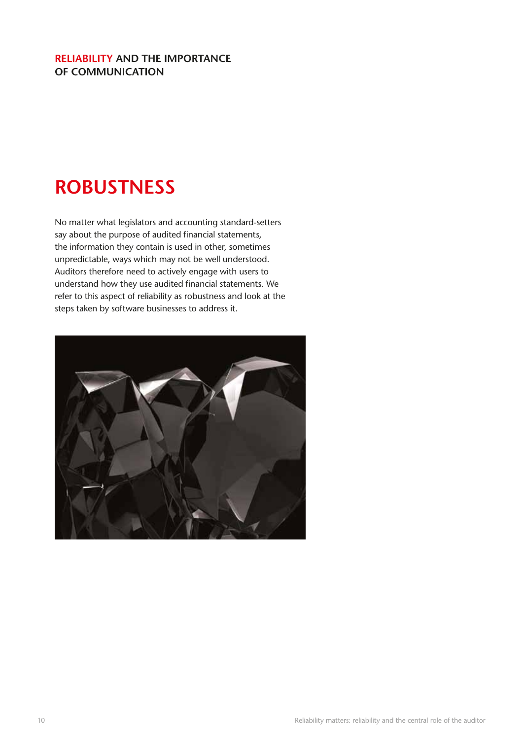**RELIABILITY AND THE IMPORTANCE OF COMMUNICATION**

# ROBUSTNESS

No matter what legislators and accounting standard-setters say about the purpose of audited financial statements, the information they contain is used in other, sometimes unpredictable, ways which may not be well understood. Auditors therefore need to actively engage with users to understand how they use audited financial statements. We refer to this aspect of reliability as robustness and look at the steps taken by software businesses to address it.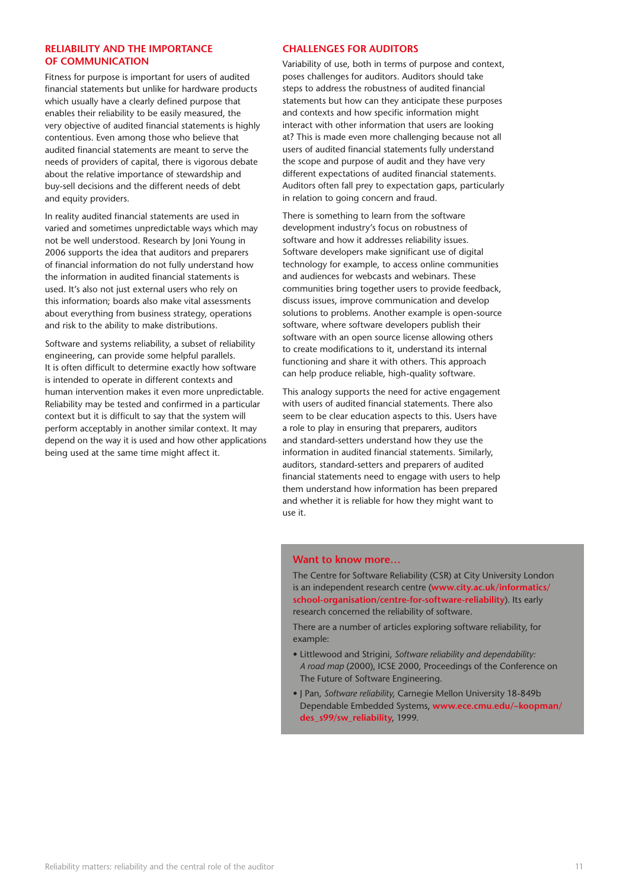## RELIABILITY AND THE IMPORTANCE OF COMMUNICATION

Fitness for purpose is important for users of audited financial statements but unlike for hardware products which usually have a clearly defined purpose that enables their reliability to be easily measured, the very objective of audited financial statements is highly contentious. Even among those who believe that audited financial statements are meant to serve the needs of providers of capital, there is vigorous debate about the relative importance of stewardship and buy-sell decisions and the different needs of debt and equity providers.

In reality audited financial statements are used in varied and sometimes unpredictable ways which may not be well understood. Research by Joni Young in 2006 supports the idea that auditors and preparers of financial information do not fully understand how the information in audited financial statements is used. It's also not just external users who rely on this information; boards also make vital assessments about everything from business strategy, operations and risk to the ability to make distributions.

Software and systems reliability, a subset of reliability engineering, can provide some helpful parallels. It is often difficult to determine exactly how software is intended to operate in different contexts and human intervention makes it even more unpredictable. Reliability may be tested and confirmed in a particular context but it is difficult to say that the system will perform acceptably in another similar context. It may depend on the way it is used and how other applications being used at the same time might affect it.

## CHALLENGES FOR AUDITORS

Variability of use, both in terms of purpose and context, poses challenges for auditors. Auditors should take steps to address the robustness of audited financial statements but how can they anticipate these purposes and contexts and how specific information might interact with other information that users are looking at? This is made even more challenging because not all users of audited financial statements fully understand the scope and purpose of audit and they have very different expectations of audited financial statements. Auditors often fall prey to expectation gaps, particularly in relation to going concern and fraud.

There is something to learn from the software development industry's focus on robustness of software and how it addresses reliability issues. Software developers make significant use of digital technology for example, to access online communities and audiences for webcasts and webinars. These communities bring together users to provide feedback, discuss issues, improve communication and develop solutions to problems. Another example is open-source software, where software developers publish their software with an open source license allowing others to create modifications to it, understand its internal functioning and share it with others. This approach can help produce reliable, high-quality software.

This analogy supports the need for active engagement with users of audited financial statements. There also seem to be clear education aspects to this. Users have a role to play in ensuring that preparers, auditors and standard-setters understand how they use the information in audited financial statements. Similarly, auditors, standard-setters and preparers of audited financial statements need to engage with users to help them understand how information has been prepared and whether it is reliable for how they might want to use it.

### Want to know more…

The Centre for Software Reliability (CSR) at City University London is an independent research centre (**www.city.ac.uk/informatics/school-organisation/centre-for-software-reliability**). Its early research concerned the reliability of software.

There are a number of articles exploring software reliability, for example:

- Littlewood and Strigini, *Software reliability and dependability: A road map* (2000), ICSE 2000, Proceedings of the Conference on The Future of Software Engineering.
- J Pan, *Software reliability*, Carnegie Mellon University 18-849b Dependable Embedded Systems, **www.ece.cmu.edu/~koopman/des_s99/sw_reliability**, 1999.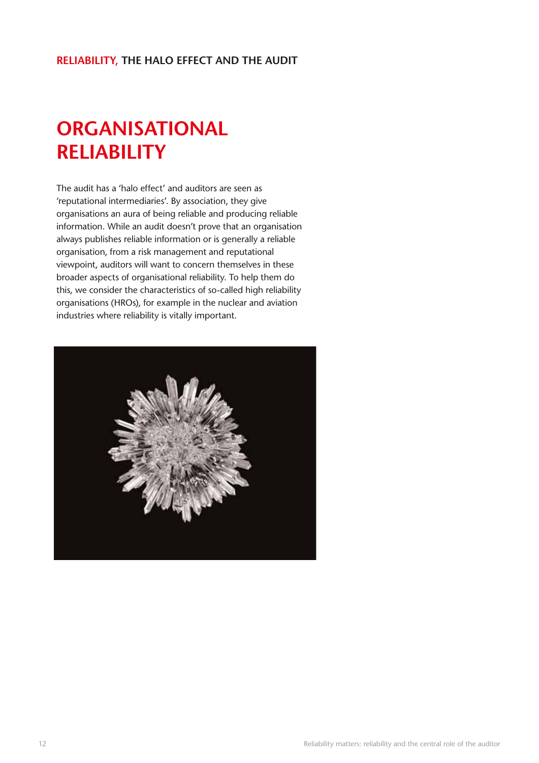RELIABILITY, THE HALO EFFECT AND THE AUDIT

# ORGANISATIONAL RELIABILITY

The audit has a 'halo effect' and auditors are seen as 'reputational intermediaries'. By association, they give organisations an aura of being reliable and producing reliable information. While an audit doesn't prove that an organisation always publishes reliable information or is generally a reliable organisation, from a risk management and reputational viewpoint, auditors will want to concern themselves in these broader aspects of organisational reliability. To help them do this, we consider the characteristics of so-called high reliability organisations (HROs), for example in the nuclear and aviation industries where reliability is vitally important.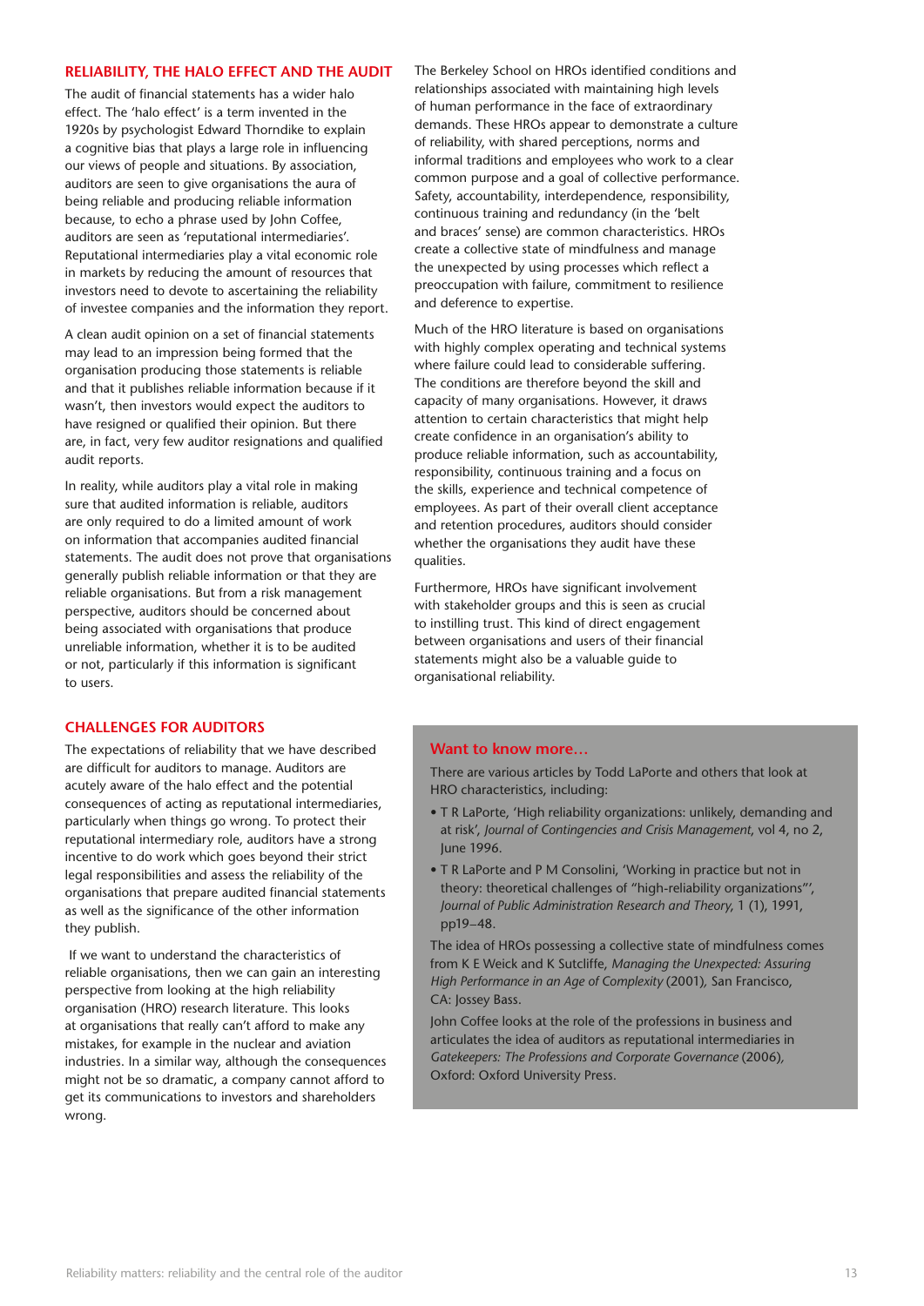## RELIABILITY, THE HALO EFFECT AND THE AUDIT

The audit of financial statements has a wider halo effect. The 'halo effect' is a term invented in the 1920s by psychologist Edward Thorndike to explain a cognitive bias that plays a large role in influencing our views of people and situations. By association, auditors are seen to give organisations the aura of being reliable and producing reliable information because, to echo a phrase used by John Coffee, auditors are seen as 'reputational intermediaries'. Reputational intermediaries play a vital economic role in markets by reducing the amount of resources that investors need to devote to ascertaining the reliability of investee companies and the information they report.

A clean audit opinion on a set of financial statements may lead to an impression being formed that the organisation producing those statements is reliable and that it publishes reliable information because if it wasn't, then investors would expect the auditors to have resigned or qualified their opinion. But there are, in fact, very few auditor resignations and qualified audit reports.

In reality, while auditors play a vital role in making sure that audited information is reliable, auditors are only required to do a limited amount of work on information that accompanies audited financial statements. The audit does not prove that organisations generally publish reliable information or that they are reliable organisations. But from a risk management perspective, auditors should be concerned about being associated with organisations that produce unreliable information, whether it is to be audited or not, particularly if this information is significant to users.

## CHALLENGES FOR AUDITORS

The expectations of reliability that we have described are difficult for auditors to manage. Auditors are acutely aware of the halo effect and the potential consequences of acting as reputational intermediaries, particularly when things go wrong. To protect their reputational intermediary role, auditors have a strong incentive to do work which goes beyond their strict legal responsibilities and assess the reliability of the organisations that prepare audited financial statements as well as the significance of the other information they publish.

If we want to understand the characteristics of reliable organisations, then we can gain an interesting perspective from looking at the high reliability organisation (HRO) research literature. This looks at organisations that really can't afford to make any mistakes, for example in the nuclear and aviation industries. In a similar way, although the consequences might not be so dramatic, a company cannot afford to get its communications to investors and shareholders wrong.

The Berkeley School on HROs identified conditions and relationships associated with maintaining high levels of human performance in the face of extraordinary demands. These HROs appear to demonstrate a culture of reliability, with shared perceptions, norms and informal traditions and employees who work to a clear common purpose and a goal of collective performance. Safety, accountability, interdependence, responsibility, continuous training and redundancy (in the 'belt and braces' sense) are common characteristics. HROs create a collective state of mindfulness and manage the unexpected by using processes which reflect a preoccupation with failure, commitment to resilience and deference to expertise.

Much of the HRO literature is based on organisations with highly complex operating and technical systems where failure could lead to considerable suffering. The conditions are therefore beyond the skill and capacity of many organisations. However, it draws attention to certain characteristics that might help create confidence in an organisation's ability to produce reliable information, such as accountability, responsibility, continuous training and a focus on the skills, experience and technical competence of employees. As part of their overall client acceptance and retention procedures, auditors should consider whether the organisations they audit have these qualities.

Furthermore, HROs have significant involvement with stakeholder groups and this is seen as crucial to instilling trust. This kind of direct engagement between organisations and users of their financial statements might also be a valuable guide to organisational reliability.

### Want to know more…

There are various articles by Todd LaPorte and others that look at HRO characteristics, including:

- T R LaPorte, 'High reliability organizations: unlikely, demanding and at risk', *Journal of Contingencies and Crisis Management*, vol 4, no 2, June 1996.
- T R LaPorte and P M Consolini, 'Working in practice but not in theory: theoretical challenges of "high-reliability organizations"', *Journal of Public Administration Research and Theory*, 1 (1), 1991, pp19–48.

The idea of HROs possessing a collective state of mindfulness comes from K E Weick and K Sutcliffe, *Managing the Unexpected: Assuring High Performance in an Age of Complexity* (2001), San Francisco, CA: Jossey Bass.

John Coffee looks at the role of the professions in business and articulates the idea of auditors as reputational intermediaries in *Gatekeepers: The Professions and Corporate Governance* (2006), Oxford: Oxford University Press.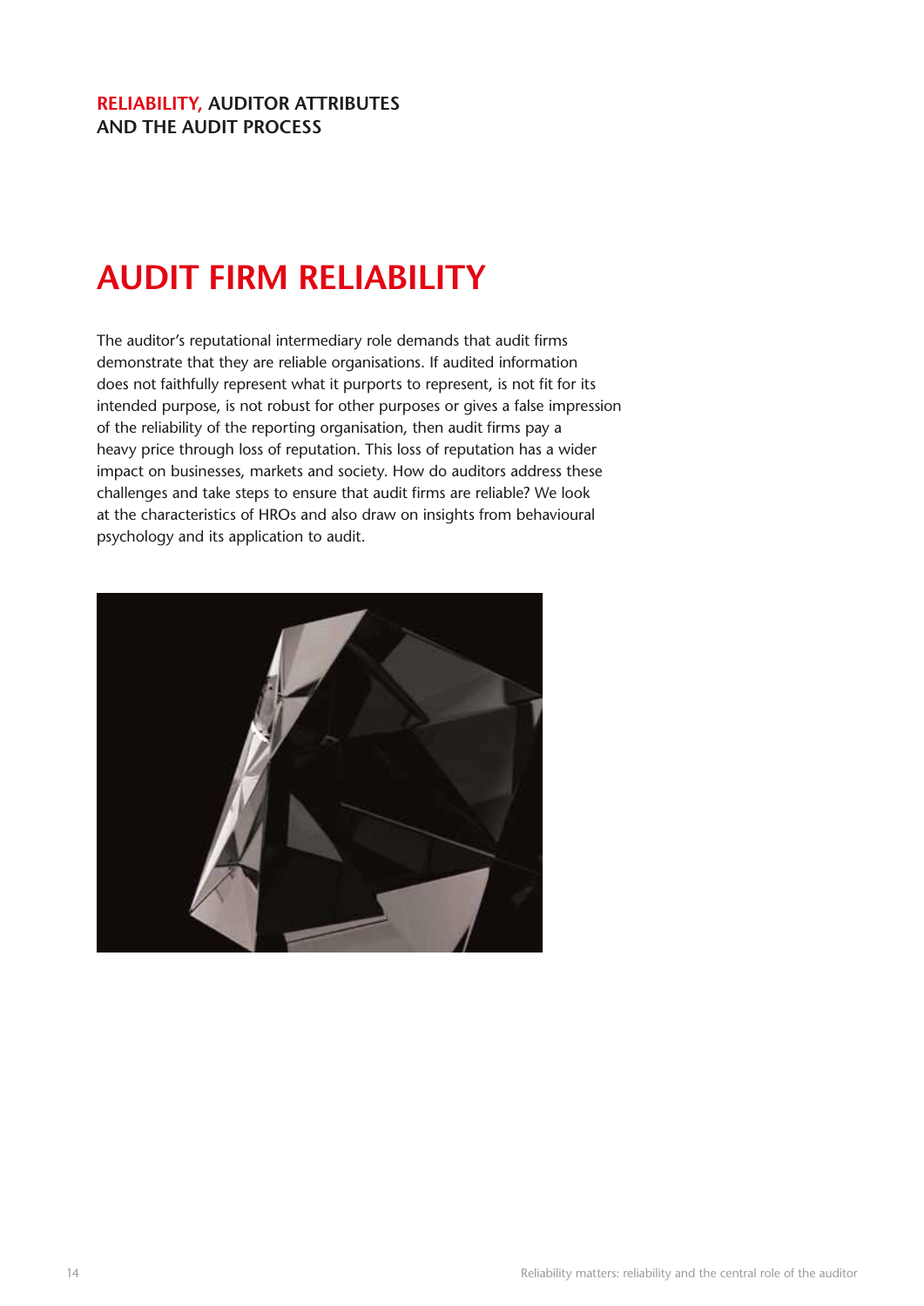**RELIABILITY, AUDITOR ATTRIBUTES AND THE AUDIT PROCESS**

# AUDIT FIRM RELIABILITY

The auditor's reputational intermediary role demands that audit firms demonstrate that they are reliable organisations. If audited information does not faithfully represent what it purports to represent, is not fit for its intended purpose, is not robust for other purposes or gives a false impression of the reliability of the reporting organisation, then audit firms pay a heavy price through loss of reputation. This loss of reputation has a wider impact on businesses, markets and society. How do auditors address these challenges and take steps to ensure that audit firms are reliable? We look at the characteristics of HROs and also draw on insights from behavioural psychology and its application to audit.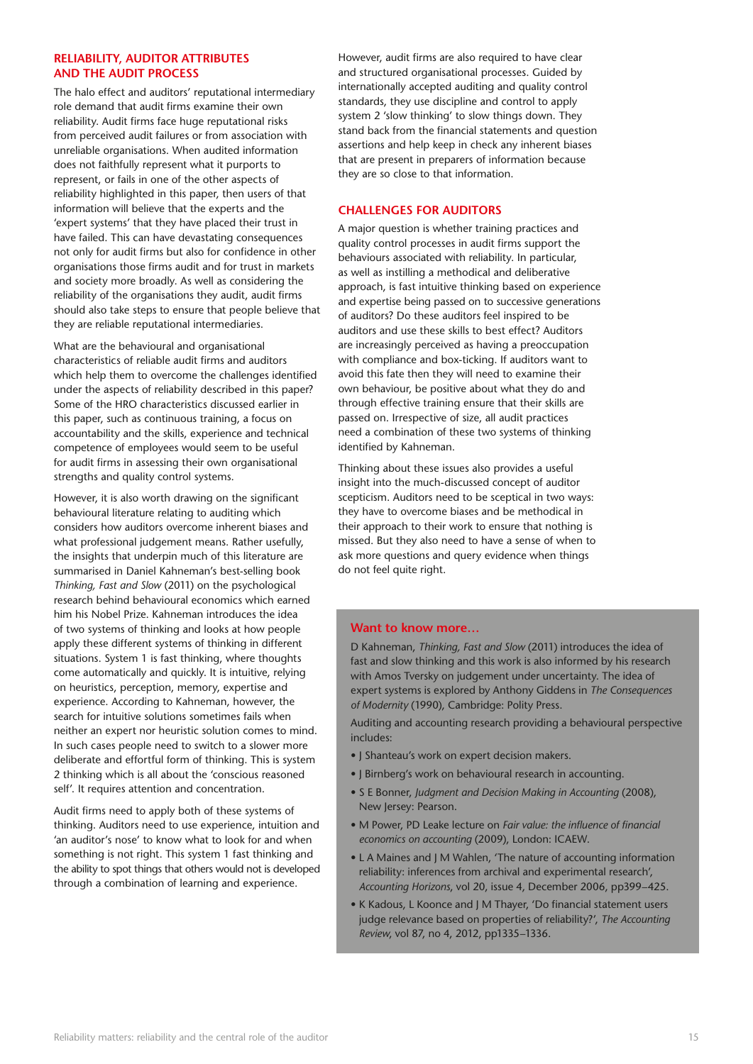## RELIABILITY, AUDITOR ATTRIBUTES AND THE AUDIT PROCESS

The halo effect and auditors' reputational intermediary role demand that audit firms examine their own reliability. Audit firms face huge reputational risks from perceived audit failures or from association with unreliable organisations. When audited information does not faithfully represent what it purports to represent, or fails in one of the other aspects of reliability highlighted in this paper, then users of that information will believe that the experts and the 'expert systems' that they have placed their trust in have failed. This can have devastating consequences not only for audit firms but also for confidence in other organisations those firms audit and for trust in markets and society more broadly. As well as considering the reliability of the organisations they audit, audit firms should also take steps to ensure that people believe that they are reliable reputational intermediaries.

What are the behavioural and organisational characteristics of reliable audit firms and auditors which help them to overcome the challenges identified under the aspects of reliability described in this paper? Some of the HRO characteristics discussed earlier in this paper, such as continuous training, a focus on accountability and the skills, experience and technical competence of employees would seem to be useful for audit firms in assessing their own organisational strengths and quality control systems.

However, it is also worth drawing on the significant behavioural literature relating to auditing which considers how auditors overcome inherent biases and what professional judgement means. Rather usefully, the insights that underpin much of this literature are summarised in Daniel Kahneman's best-selling book *Thinking, Fast and Slow* (2011) on the psychological research behind behavioural economics which earned him his Nobel Prize. Kahneman introduces the idea of two systems of thinking and looks at how people apply these different systems of thinking in different situations. System 1 is fast thinking, where thoughts come automatically and quickly. It is intuitive, relying on heuristics, perception, memory, expertise and experience. According to Kahneman, however, the search for intuitive solutions sometimes fails when neither an expert nor heuristic solution comes to mind. In such cases people need to switch to a slower more deliberate and effortful form of thinking. This is system 2 thinking which is all about the 'conscious reasoned self'. It requires attention and concentration.

Audit firms need to apply both of these systems of thinking. Auditors need to use experience, intuition and 'an auditor's nose' to know what to look for and when something is not right. This system 1 fast thinking and the ability to spot things that others would not is developed through a combination of learning and experience.

However, audit firms are also required to have clear and structured organisational processes. Guided by internationally accepted auditing and quality control standards, they use discipline and control to apply system 2 'slow thinking' to slow things down. They stand back from the financial statements and question assertions and help keep in check any inherent biases that are present in preparers of information because they are so close to that information.

## CHALLENGES FOR AUDITORS

A major question is whether training practices and quality control processes in audit firms support the behaviours associated with reliability. In particular, as well as instilling a methodical and deliberative approach, is fast intuitive thinking based on experience and expertise being passed on to successive generations of auditors? Do these auditors feel inspired to be auditors and use these skills to best effect? Auditors are increasingly perceived as having a preoccupation with compliance and box-ticking. If auditors want to avoid this fate then they will need to examine their own behaviour, be positive about what they do and through effective training ensure that their skills are passed on. Irrespective of size, all audit practices need a combination of these two systems of thinking identified by Kahneman.

Thinking about these issues also provides a useful insight into the much-discussed concept of auditor scepticism. Auditors need to be sceptical in two ways: they have to overcome biases and be methodical in their approach to their work to ensure that nothing is missed. But they also need to have a sense of when to ask more questions and query evidence when things do not feel quite right.

### Want to know more…

D Kahneman, *Thinking, Fast and Slow* (2011) introduces the idea of fast and slow thinking and this work is also informed by his research with Amos Tversky on judgement under uncertainty. The idea of expert systems is explored by Anthony Giddens in *The Consequences of Modernity* (1990), Cambridge: Polity Press.

Auditing and accounting research providing a behavioural perspective includes:

- J Shanteau's work on expert decision makers.
- J Birnberg's work on behavioural research in accounting.
- S E Bonner, *Judgment and Decision Making in Accounting* (2008), New Jersey: Pearson.
- M Power, PD Leake lecture on *Fair value: the influence of financial economics on accounting* (2009), London: ICAEW.
- L A Maines and J M Wahlen, 'The nature of accounting information reliability: inferences from archival and experimental research', *Accounting Horizons*, vol 20, issue 4, December 2006, pp399–425.
- K Kadous, L Koonce and J M Thayer, 'Do financial statement users judge relevance based on properties of reliability?', *The Accounting Review*, vol 87, no 4, 2012, pp1335–1336.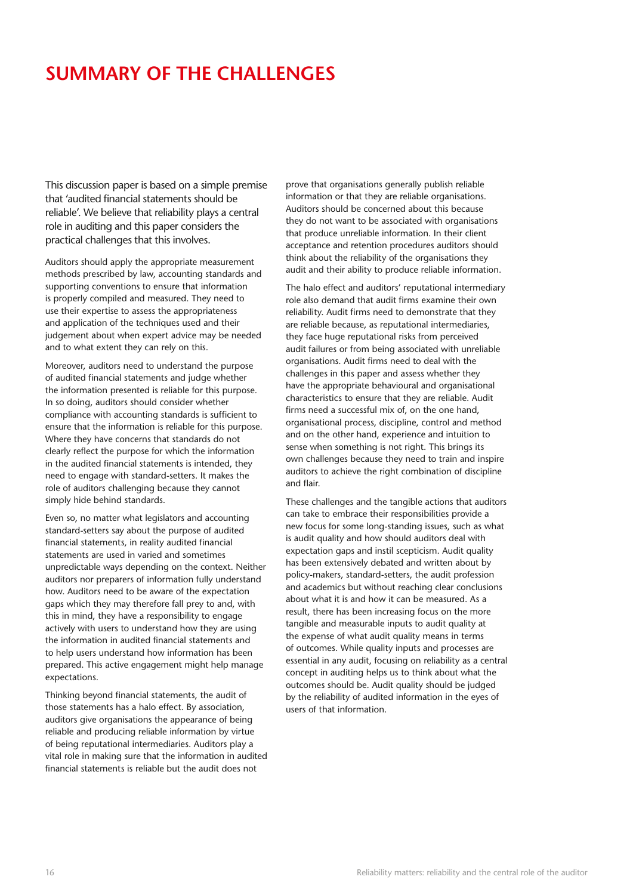# SUMMARY OF THE CHALLENGES

This discussion paper is based on a simple premise that 'audited financial statements should be reliable'. We believe that reliability plays a central role in auditing and this paper considers the practical challenges that this involves.

Auditors should apply the appropriate measurement methods prescribed by law, accounting standards and supporting conventions to ensure that information is properly compiled and measured. They need to use their expertise to assess the appropriateness and application of the techniques used and their judgement about when expert advice may be needed and to what extent they can rely on this.

Moreover, auditors need to understand the purpose of audited financial statements and judge whether the information presented is reliable for this purpose. In so doing, auditors should consider whether compliance with accounting standards is sufficient to ensure that the information is reliable for this purpose. Where they have concerns that standards do not clearly reflect the purpose for which the information in the audited financial statements is intended, they need to engage with standard-setters. It makes the role of auditors challenging because they cannot simply hide behind standards.

Even so, no matter what legislators and accounting standard-setters say about the purpose of audited financial statements, in reality audited financial statements are used in varied and sometimes unpredictable ways depending on the context. Neither auditors nor preparers of information fully understand how. Auditors need to be aware of the expectation gaps which they may therefore fall prey to and, with this in mind, they have a responsibility to engage actively with users to understand how they are using the information in audited financial statements and to help users understand how information has been prepared. This active engagement might help manage expectations.

Thinking beyond financial statements, the audit of those statements has a halo effect. By association, auditors give organisations the appearance of being reliable and producing reliable information by virtue of being reputational intermediaries. Auditors play a vital role in making sure that the information in audited financial statements is reliable but the audit does not prove that organisations generally publish reliable information or that they are reliable organisations. Auditors should be concerned about this because they do not want to be associated with organisations that produce unreliable information. In their client acceptance and retention procedures auditors should think about the reliability of the organisations they audit and their ability to produce reliable information.

The halo effect and auditors' reputational intermediary role also demand that audit firms examine their own reliability. Audit firms need to demonstrate that they are reliable because, as reputational intermediaries, they face huge reputational risks from perceived audit failures or from being associated with unreliable organisations. Audit firms need to deal with the challenges in this paper and assess whether they have the appropriate behavioural and organisational characteristics to ensure that they are reliable. Audit firms need a successful mix of, on the one hand, organisational process, discipline, control and method and on the other hand, experience and intuition to sense when something is not right. This brings its own challenges because they need to train and inspire auditors to achieve the right combination of discipline and flair.

These challenges and the tangible actions that auditors can take to embrace their responsibilities provide a new focus for some long-standing issues, such as what is audit quality and how should auditors deal with expectation gaps and instil scepticism. Audit quality has been extensively debated and written about by policy-makers, standard-setters, the audit profession and academics but without reaching clear conclusions about what it is and how it can be measured. As a result, there has been increasing focus on the more tangible and measurable inputs to audit quality at the expense of what audit quality means in terms of outcomes. While quality inputs and processes are essential in any audit, focusing on reliability as a central concept in auditing helps us to think about what the outcomes should be. Audit quality should be judged by the reliability of audited information in the eyes of users of that information.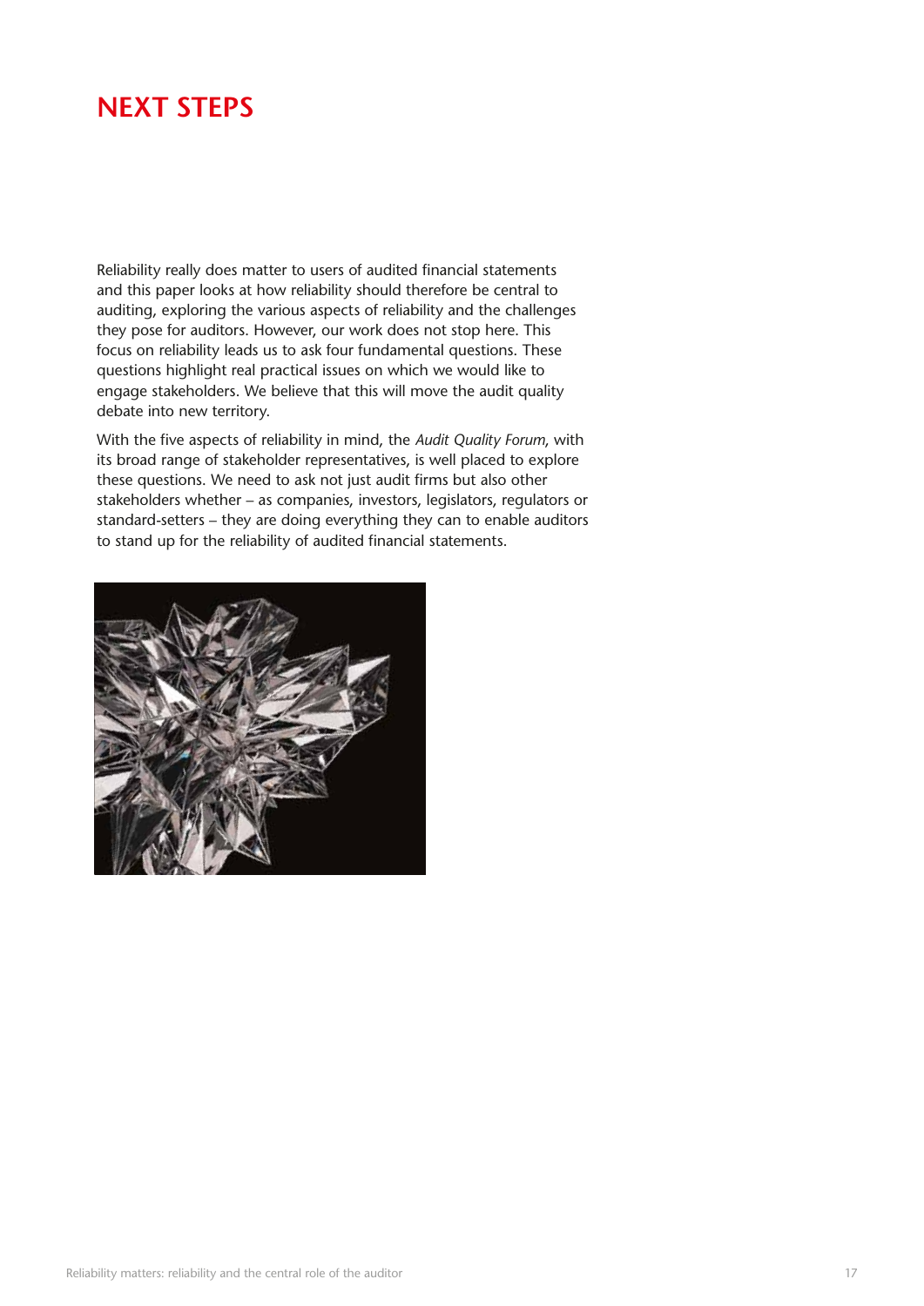# NEXT STEPS

Reliability really does matter to users of audited financial statements and this paper looks at how reliability should therefore be central to auditing, exploring the various aspects of reliability and the challenges they pose for auditors. However, our work does not stop here. This focus on reliability leads us to ask four fundamental questions. These questions highlight real practical issues on which we would like to engage stakeholders. We believe that this will move the audit quality debate into new territory.

With the five aspects of reliability in mind, the *Audit Quality Forum*, with its broad range of stakeholder representatives, is well placed to explore these questions. We need to ask not just audit firms but also other stakeholders whether – as companies, investors, legislators, regulators or standard-setters – they are doing everything they can to enable auditors to stand up for the reliability of audited financial statements.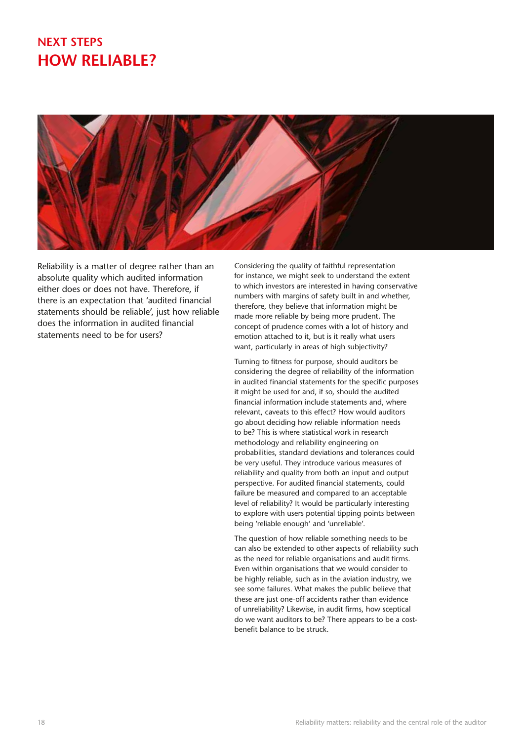## NEXT STEPS

# HOW RELIABLE?

Reliability is a matter of degree rather than an absolute quality which audited information either does or does not have. Therefore, if there is an expectation that 'audited financial statements should be reliable', just how reliable does the information in audited financial statements need to be for users?

Considering the quality of faithful representation for instance, we might seek to understand the extent to which investors are interested in having conservative numbers with margins of safety built in and whether, therefore, they believe that information might be made more reliable by being more prudent. The concept of prudence comes with a lot of history and emotion attached to it, but is it really what users want, particularly in areas of high subjectivity?

Turning to fitness for purpose, should auditors be considering the degree of reliability of the information in audited financial statements for the specific purposes it might be used for and, if so, should the audited financial information include statements and, where relevant, caveats to this effect? How would auditors go about deciding how reliable information needs to be? This is where statistical work in research methodology and reliability engineering on probabilities, standard deviations and tolerances could be very useful. They introduce various measures of reliability and quality from both an input and output perspective. For audited financial statements, could failure be measured and compared to an acceptable level of reliability? It would be particularly interesting to explore with users potential tipping points between being 'reliable enough' and 'unreliable'.

The question of how reliable something needs to be can also be extended to other aspects of reliability such as the need for reliable organisations and audit firms. Even within organisations that we would consider to be highly reliable, such as in the aviation industry, we see some failures. What makes the public believe that these are just one-off accidents rather than evidence of unreliability? Likewise, in audit firms, how sceptical do we want auditors to be? There appears to be a cost-benefit balance to be struck.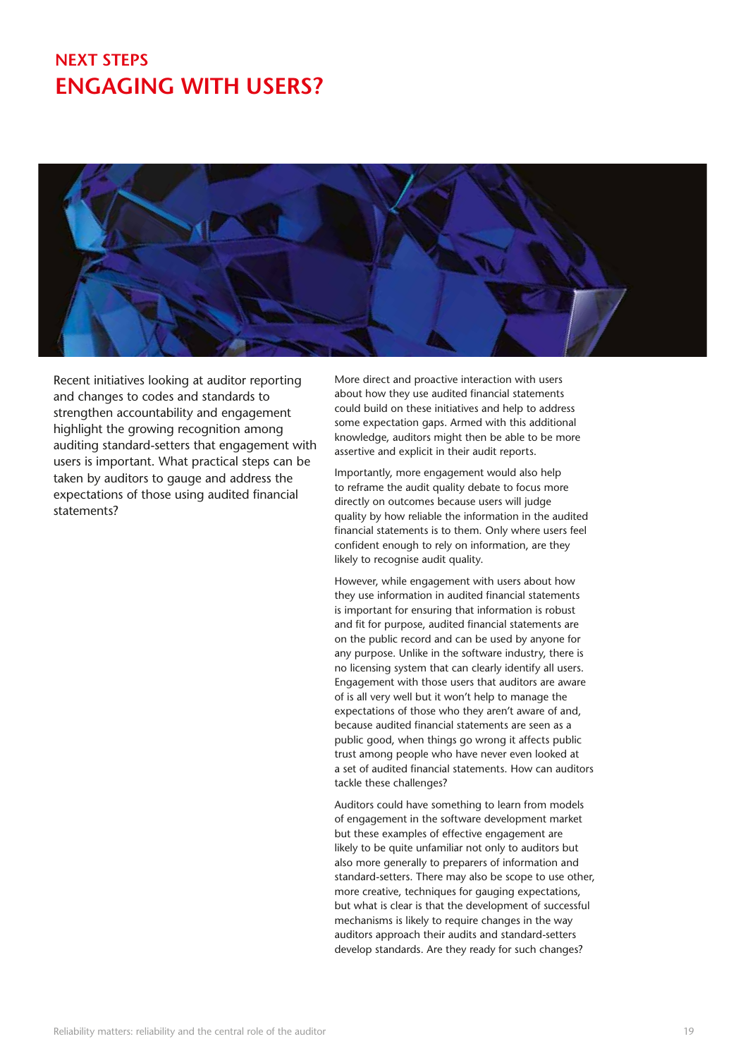## NEXT STEPS

# ENGAGING WITH USERS?

Recent initiatives looking at auditor reporting and changes to codes and standards to strengthen accountability and engagement highlight the growing recognition among auditing standard-setters that engagement with users is important. What practical steps can be taken by auditors to gauge and address the expectations of those using audited financial statements?

More direct and proactive interaction with users about how they use audited financial statements could build on these initiatives and help to address some expectation gaps. Armed with this additional knowledge, auditors might then be able to be more assertive and explicit in their audit reports.

Importantly, more engagement would also help to reframe the audit quality debate to focus more directly on outcomes because users will judge quality by how reliable the information in the audited financial statements is to them. Only where users feel confident enough to rely on information, are they likely to recognise audit quality.

However, while engagement with users about how they use information in audited financial statements is important for ensuring that information is robust and fit for purpose, audited financial statements are on the public record and can be used by anyone for any purpose. Unlike in the software industry, there is no licensing system that can clearly identify all users. Engagement with those users that auditors are aware of is all very well but it won't help to manage the expectations of those who they aren't aware of and, because audited financial statements are seen as a public good, when things go wrong it affects public trust among people who have never even looked at a set of audited financial statements. How can auditors tackle these challenges?

Auditors could have something to learn from models of engagement in the software development market but these examples of effective engagement are likely to be quite unfamiliar not only to auditors but also more generally to preparers of information and standard-setters. There may also be scope to use other, more creative, techniques for gauging expectations, but what is clear is that the development of successful mechanisms is likely to require changes in the way auditors approach their audits and standard-setters develop standards. Are they ready for such changes?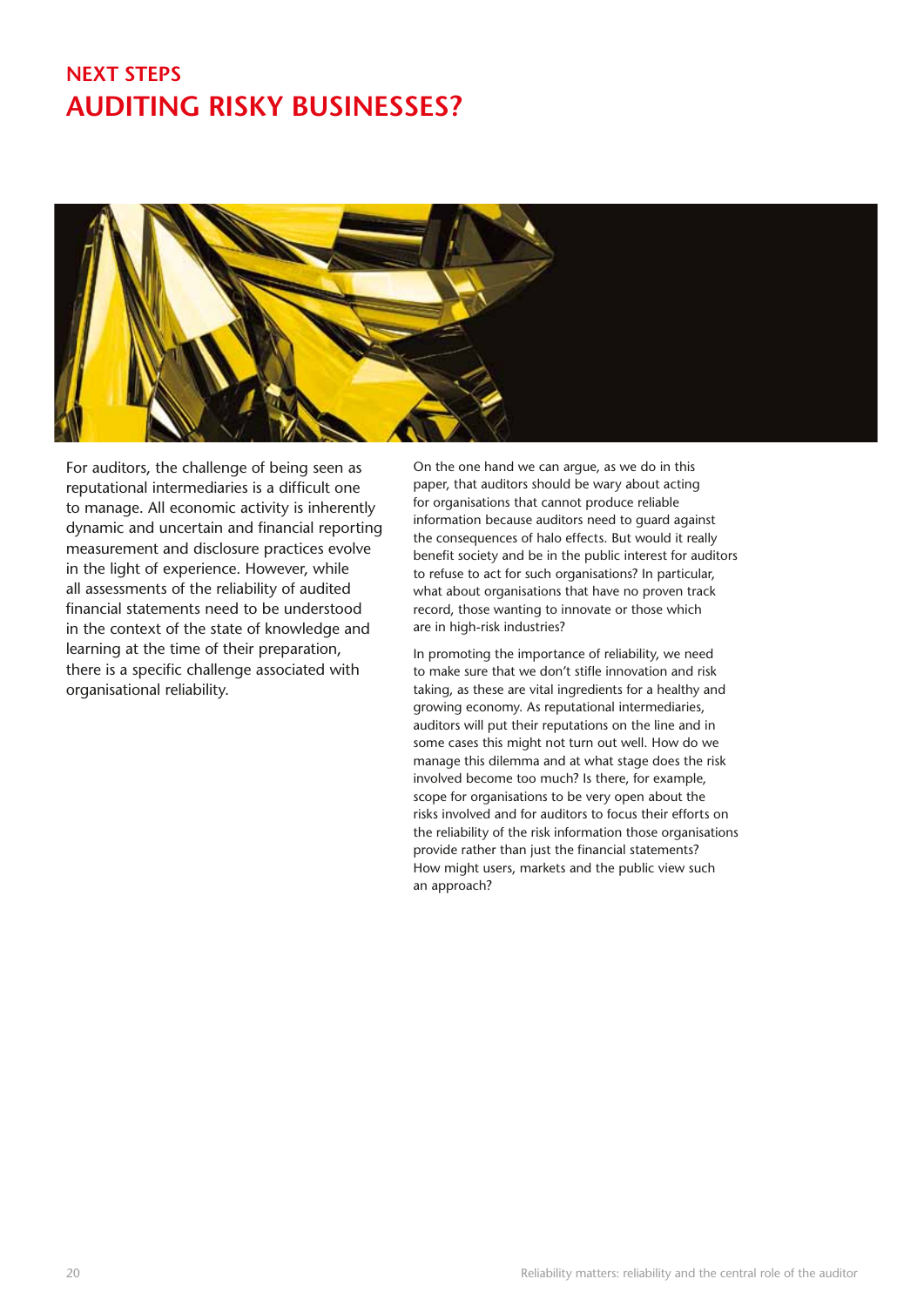## NEXT STEPS

# AUDITING RISKY BUSINESSES?

For auditors, the challenge of being seen as reputational intermediaries is a difficult one to manage. All economic activity is inherently dynamic and uncertain and financial reporting measurement and disclosure practices evolve in the light of experience. However, while all assessments of the reliability of audited financial statements need to be understood in the context of the state of knowledge and learning at the time of their preparation, there is a specific challenge associated with organisational reliability.

On the one hand we can argue, as we do in this paper, that auditors should be wary about acting for organisations that cannot produce reliable information because auditors need to guard against the consequences of halo effects. But would it really benefit society and be in the public interest for auditors to refuse to act for such organisations? In particular, what about organisations that have no proven track record, those wanting to innovate or those which are in high-risk industries?

In promoting the importance of reliability, we need to make sure that we don't stifle innovation and risk taking, as these are vital ingredients for a healthy and growing economy. As reputational intermediaries, auditors will put their reputations on the line and in some cases this might not turn out well. How do we manage this dilemma and at what stage does the risk involved become too much? Is there, for example, scope for organisations to be very open about the risks involved and for auditors to focus their efforts on the reliability of the risk information those organisations provide rather than just the financial statements? How might users, markets and the public view such an approach?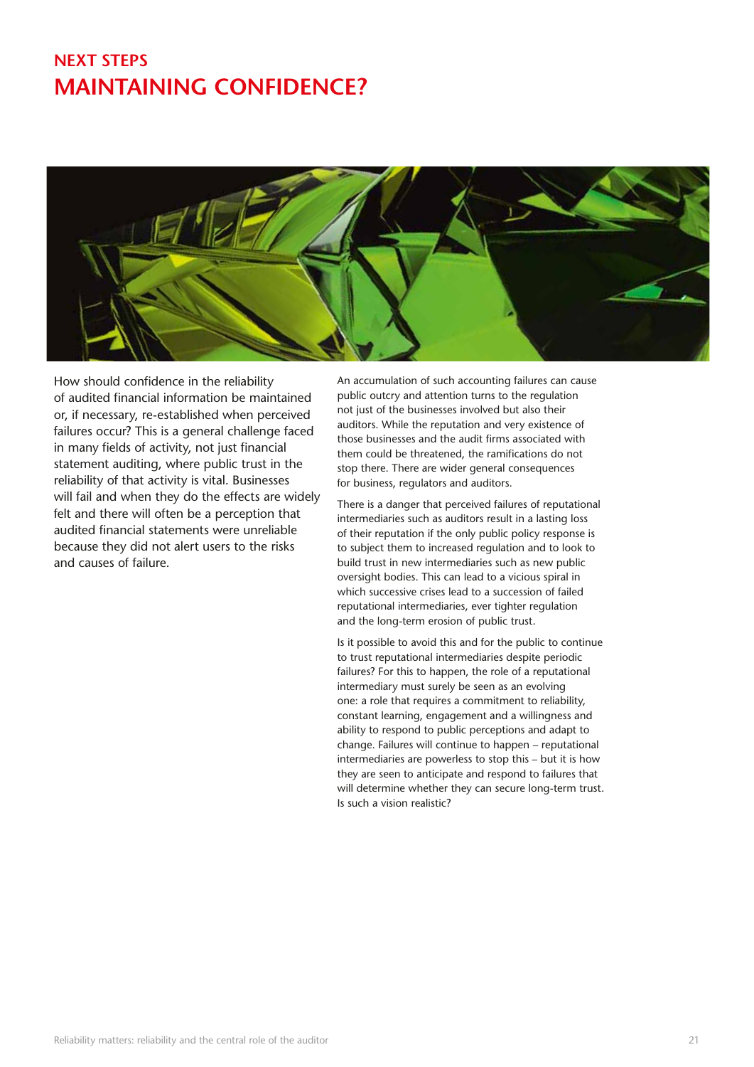## NEXT STEPS

# MAINTAINING CONFIDENCE?

How should confidence in the reliability of audited financial information be maintained or, if necessary, re-established when perceived failures occur? This is a general challenge faced in many fields of activity, not just financial statement auditing, where public trust in the reliability of that activity is vital. Businesses will fail and when they do the effects are widely felt and there will often be a perception that audited financial statements were unreliable because they did not alert users to the risks and causes of failure.

An accumulation of such accounting failures can cause public outcry and attention turns to the regulation not just of the businesses involved but also their auditors. While the reputation and very existence of those businesses and the audit firms associated with them could be threatened, the ramifications do not stop there. There are wider general consequences for business, regulators and auditors.

There is a danger that perceived failures of reputational intermediaries such as auditors result in a lasting loss of their reputation if the only public policy response is to subject them to increased regulation and to look to build trust in new intermediaries such as new public oversight bodies. This can lead to a vicious spiral in which successive crises lead to a succession of failed reputational intermediaries, ever tighter regulation and the long-term erosion of public trust.

Is it possible to avoid this and for the public to continue to trust reputational intermediaries despite periodic failures? For this to happen, the role of a reputational intermediary must surely be seen as an evolving one: a role that requires a commitment to reliability, constant learning, engagement and a willingness and ability to respond to public perceptions and adapt to change. Failures will continue to happen – reputational intermediaries are powerless to stop this – but it is how they are seen to anticipate and respond to failures that will determine whether they can secure long-term trust. Is such a vision realistic?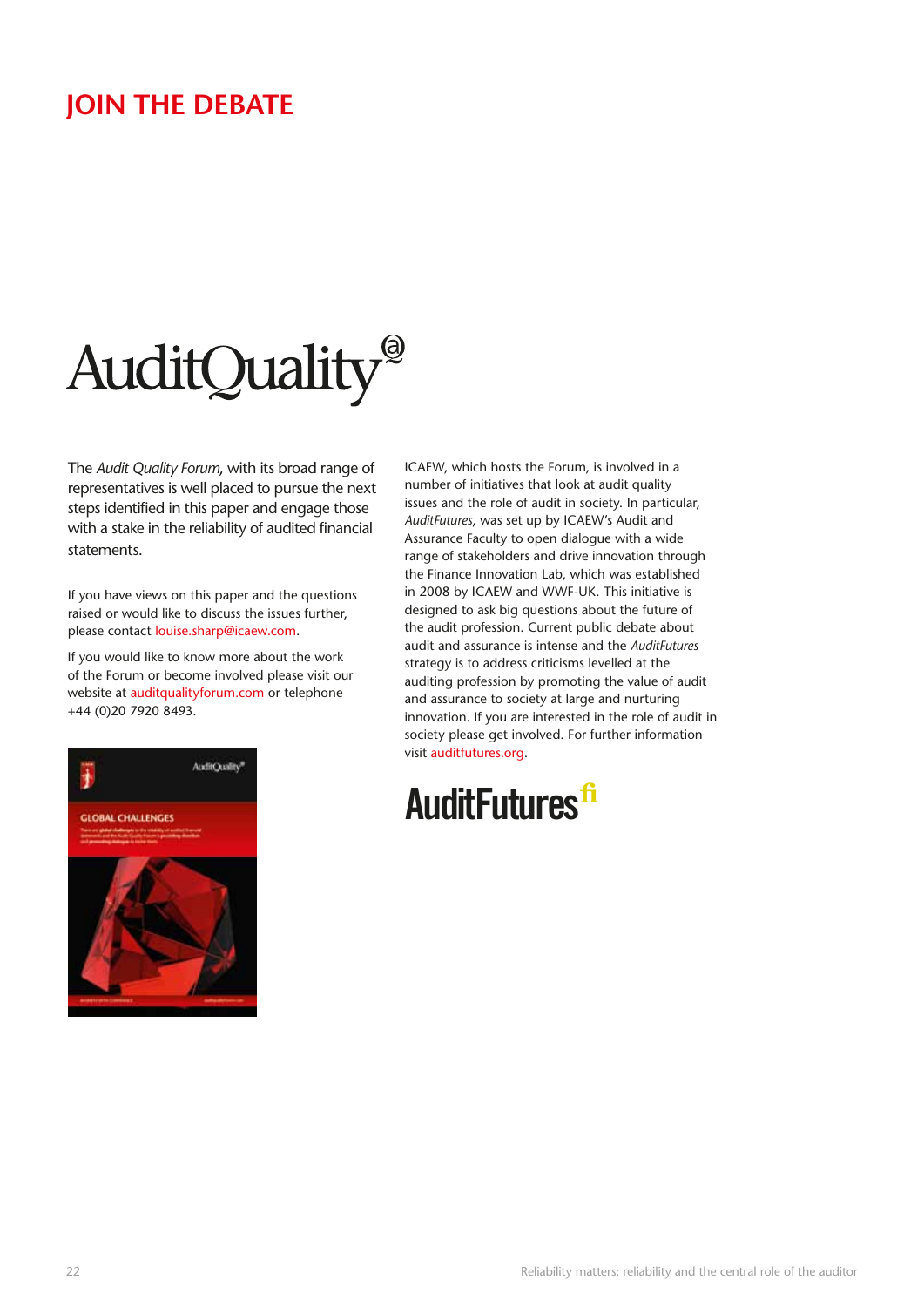# JOIN THE DEBATE

AuditQuality®

The *Audit Quality Forum*, with its broad range of representatives is well placed to pursue the next steps identified in this paper and engage those with a stake in the reliability of audited financial statements.

If you have views on this paper and the questions raised or would like to discuss the issues further, please contact louise.sharp@icaew.com.

If you would like to know more about the work of the Forum or become involved please visit our website at auditqualityforum.com or telephone +44 (0)20 7920 8493.

ICAEW, which hosts the Forum, is involved in a number of initiatives that look at audit quality issues and the role of audit in society. In particular, *AuditFutures*, was set up by ICAEW's Audit and Assurance Faculty to open dialogue with a wide range of stakeholders and drive innovation through the Finance Innovation Lab, which was established in 2008 by ICAEW and WWF-UK. This initiative is designed to ask big questions about the future of the audit profession. Current public debate about audit and assurance is intense and the *AuditFutures* strategy is to address criticisms levelled at the auditing profession by promoting the value of audit and assurance to society at large and nurturing innovation. If you are interested in the role of audit in society please get involved. For further information visit auditfutures.org.

AuditFutures fi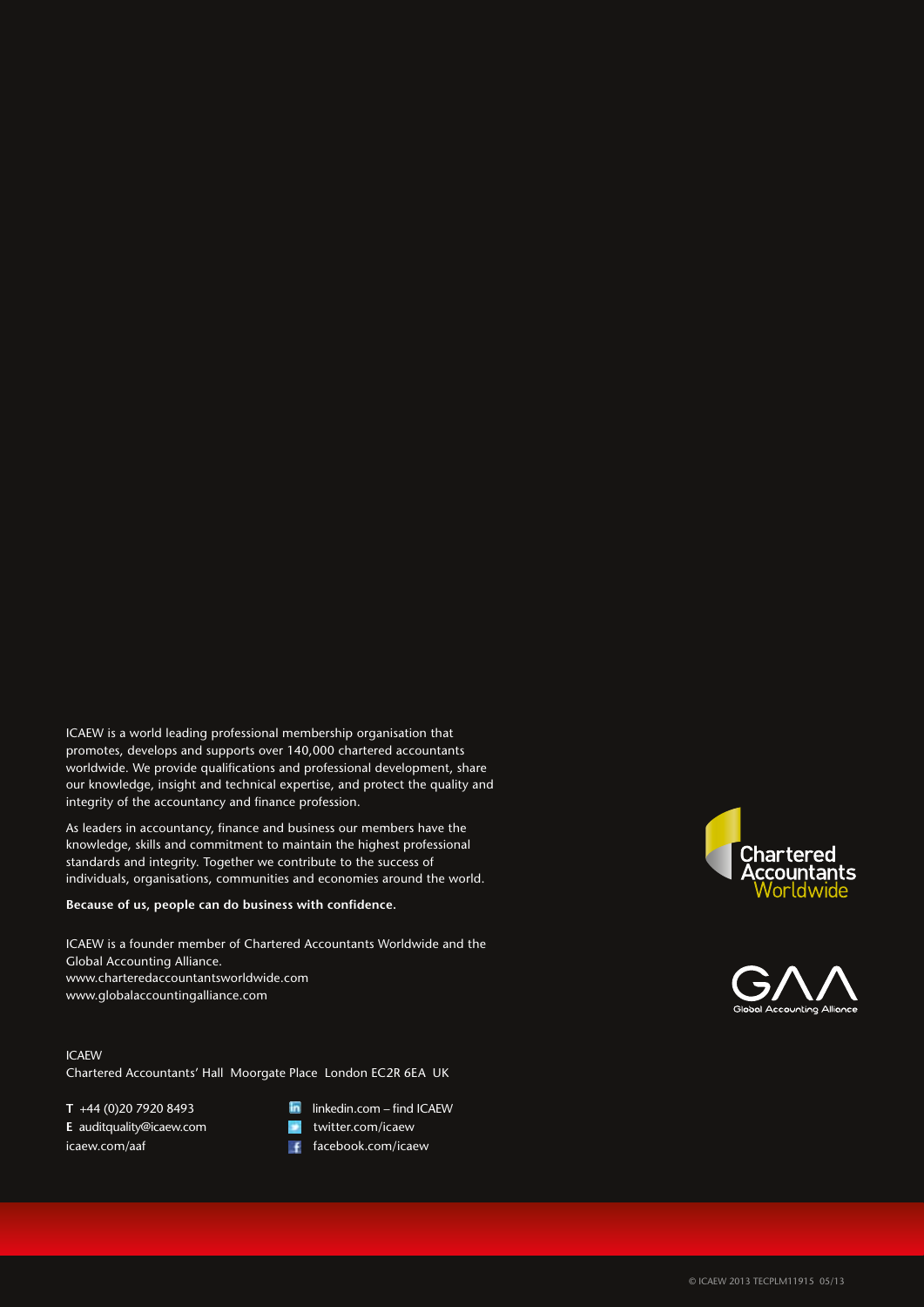ICAEW is a world leading professional membership organisation that promotes, develops and supports over 140,000 chartered accountants worldwide. We provide qualifications and professional development, share our knowledge, insight and technical expertise, and protect the quality and integrity of the accountancy and finance profession.

As leaders in accountancy, finance and business our members have the knowledge, skills and commitment to maintain the highest professional standards and integrity. Together we contribute to the success of individuals, organisations, communities and economies around the world.

**Because of us, people can do business with confidence.**

ICAEW is a founder member of Chartered Accountants Worldwide and the Global Accounting Alliance.
www.charteredaccountantsworldwide.com
www.globalaccountingalliance.com

Chartered Accountants Worldwide

GAA Global Accounting Alliance

ICAEW
Chartered Accountants' Hall Moorgate Place London EC2R 6EA UK

**T** +44 (0)20 7920 8493
**E** auditquality@icaew.com
icaew.com/aaf

linkedin.com – find ICAEW
twitter.com/icaew
facebook.com/icaew

© ICAEW 2013 TECPLM11915 05/13